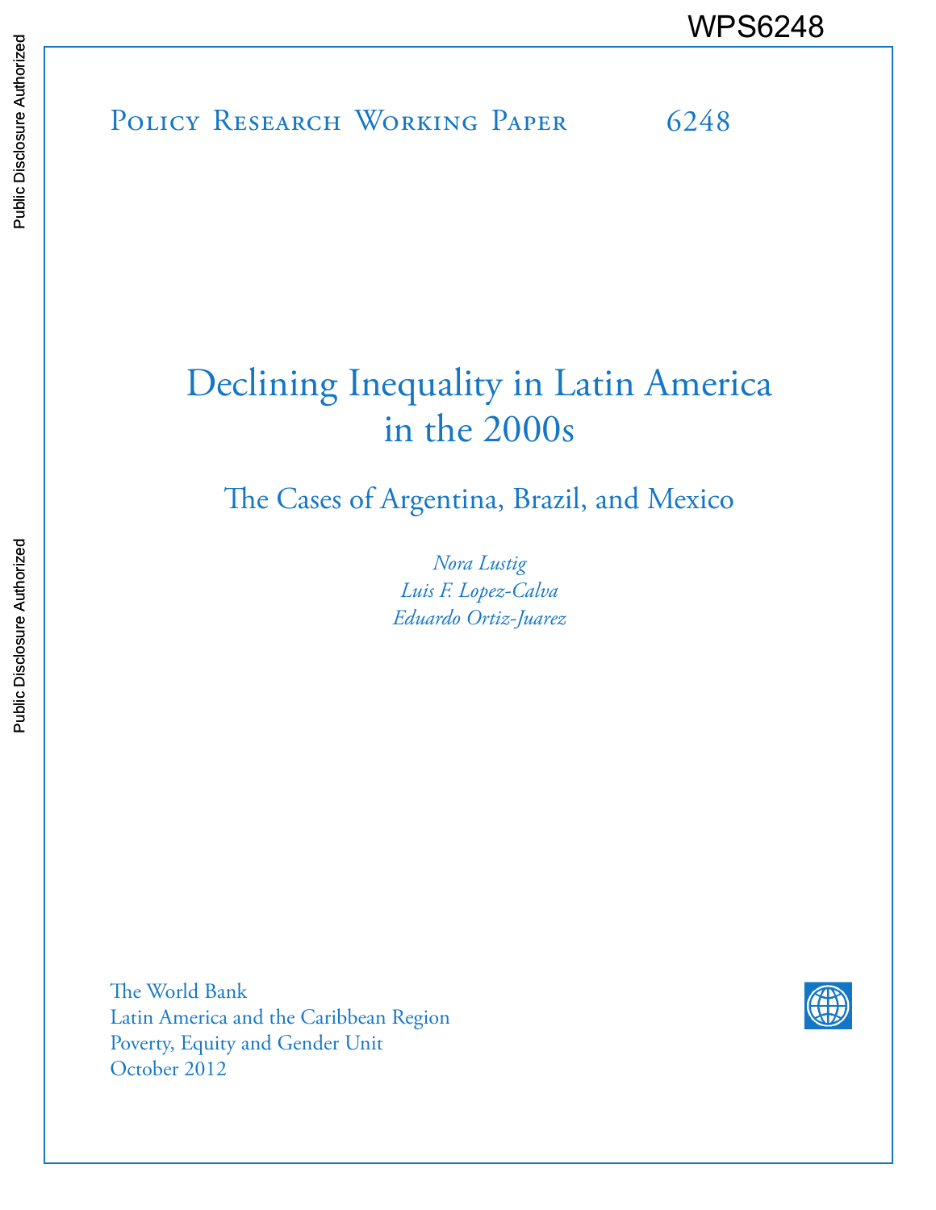WPS6248

Policy Research Working Paper 6248

# Declining Inequality in Latin America in the 2000s

## The Cases of Argentina, Brazil, and Mexico

*Nora Lustig*
*Luis F. Lopez-Calva*
*Eduardo Ortiz-Juarez*

The World Bank
Latin America and the Caribbean Region
Poverty, Equity and Gender Unit
October 2012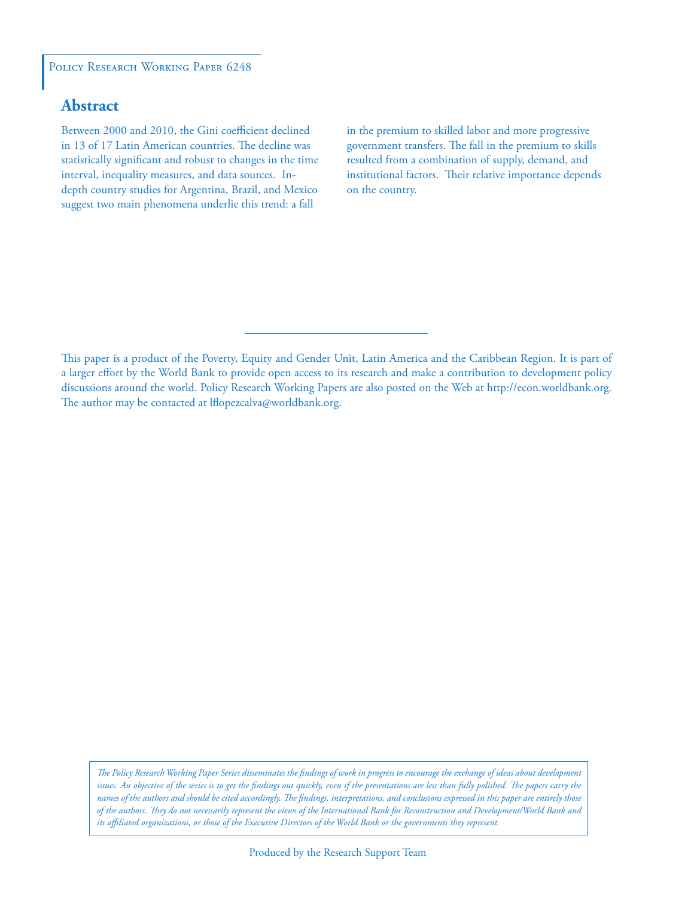Policy Research Working Paper 6248

## Abstract

Between 2000 and 2010, the Gini coefficient declined in 13 of 17 Latin American countries. The decline was statistically significant and robust to changes in the time interval, inequality measures, and data sources. In-depth country studies for Argentina, Brazil, and Mexico suggest two main phenomena underlie this trend: a fall in the premium to skilled labor and more progressive government transfers. The fall in the premium to skills resulted from a combination of supply, demand, and institutional factors. Their relative importance depends on the country.

This paper is a product of the Poverty, Equity and Gender Unit, Latin America and the Caribbean Region. It is part of a larger effort by the World Bank to provide open access to its research and make a contribution to development policy discussions around the world. Policy Research Working Papers are also posted on the Web at http://econ.worldbank.org. The author may be contacted at lflopezcalva@worldbank.org.

*The Policy Research Working Paper Series disseminates the findings of work in progress to encourage the exchange of ideas about development issues. An objective of the series is to get the findings out quickly, even if the presentations are less than fully polished. The papers carry the names of the authors and should be cited accordingly. The findings, interpretations, and conclusions expressed in this paper are entirely those of the authors. They do not necessarily represent the views of the International Bank for Reconstruction and Development/World Bank and its affiliated organizations, or those of the Executive Directors of the World Bank or the governments they represent.*

Produced by the Research Support Team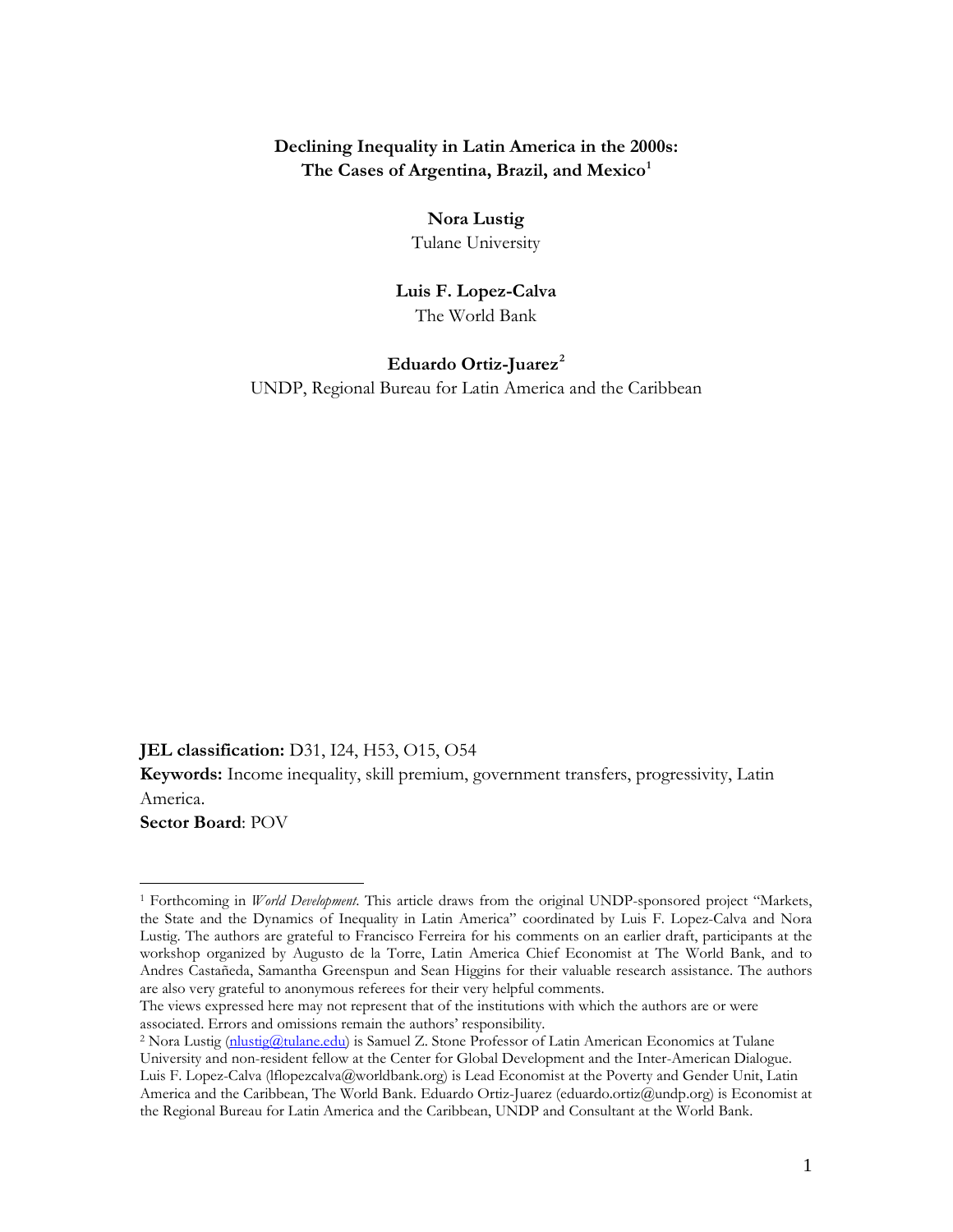# Declining Inequality in Latin America in the 2000s: The Cases of Argentina, Brazil, and Mexico[1]

**Nora Lustig**
Tulane University

**Luis F. Lopez-Calva**
The World Bank

**Eduardo Ortiz-Juarez**[2]
UNDP, Regional Bureau for Latin America and the Caribbean

**JEL classification:** D31, I24, H53, O15, O54

**Keywords:** Income inequality, skill premium, government transfers, progressivity, Latin America.

**Sector Board**: POV

---

[1] Forthcoming in *World Development*. This article draws from the original UNDP-sponsored project "Markets, the State and the Dynamics of Inequality in Latin America" coordinated by Luis F. Lopez-Calva and Nora Lustig. The authors are grateful to Francisco Ferreira for his comments on an earlier draft, participants at the workshop organized by Augusto de la Torre, Latin America Chief Economist at The World Bank, and to Andres Castañeda, Samantha Greenspun and Sean Higgins for their valuable research assistance. The authors are also very grateful to anonymous referees for their very helpful comments.
The views expressed here may not represent that of the institutions with which the authors are or were associated. Errors and omissions remain the authors' responsibility.

[2] Nora Lustig (nlustig@tulane.edu) is Samuel Z. Stone Professor of Latin American Economics at Tulane University and non-resident fellow at the Center for Global Development and the Inter-American Dialogue. Luis F. Lopez-Calva (lflopezcalva@worldbank.org) is Lead Economist at the Poverty and Gender Unit, Latin America and the Caribbean, The World Bank. Eduardo Ortiz-Juarez (eduardo.ortiz@undp.org) is Economist at the Regional Bureau for Latin America and the Caribbean, UNDP and Consultant at the World Bank.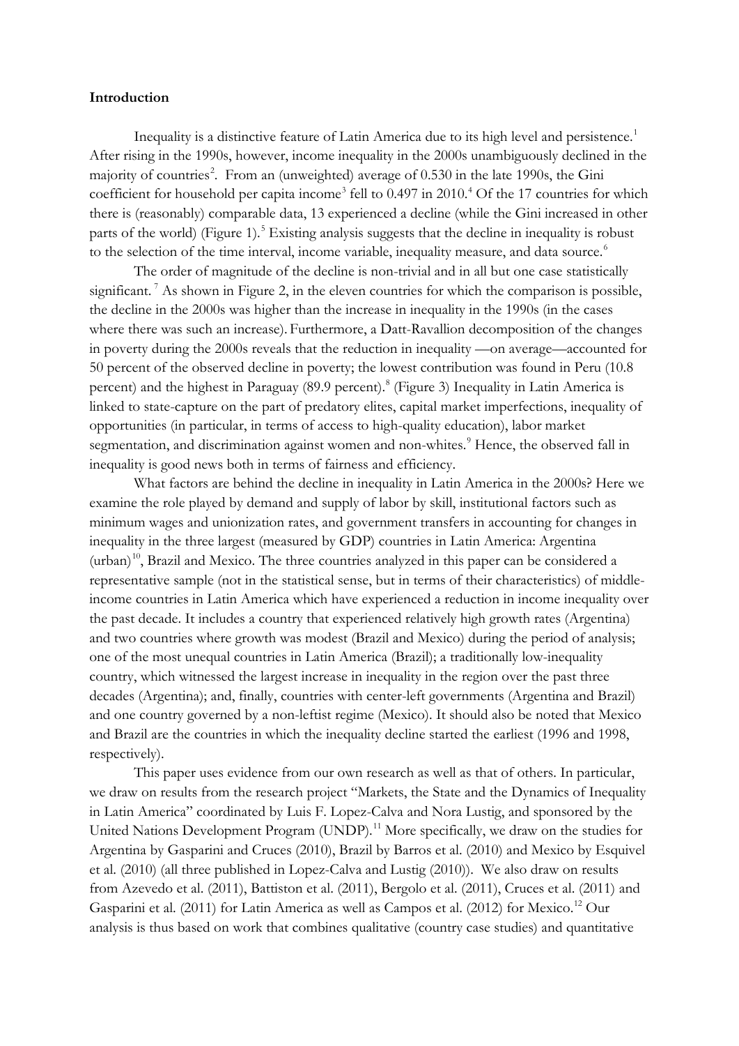**Introduction**

Inequality is a distinctive feature of Latin America due to its high level and persistence.[1] After rising in the 1990s, however, income inequality in the 2000s unambiguously declined in the majority of countries[2]. From an (unweighted) average of 0.530 in the late 1990s, the Gini coefficient for household per capita income[3] fell to 0.497 in 2010.[4] Of the 17 countries for which there is (reasonably) comparable data, 13 experienced a decline (while the Gini increased in other parts of the world) (Figure 1).[5] Existing analysis suggests that the decline in inequality is robust to the selection of the time interval, income variable, inequality measure, and data source.[6]

The order of magnitude of the decline is non-trivial and in all but one case statistically significant.[7] As shown in Figure 2, in the eleven countries for which the comparison is possible, the decline in the 2000s was higher than the increase in inequality in the 1990s (in the cases where there was such an increase). Furthermore, a Datt-Ravallion decomposition of the changes in poverty during the 2000s reveals that the reduction in inequality —on average—accounted for 50 percent of the observed decline in poverty; the lowest contribution was found in Peru (10.8 percent) and the highest in Paraguay (89.9 percent).[8] (Figure 3) Inequality in Latin America is linked to state-capture on the part of predatory elites, capital market imperfections, inequality of opportunities (in particular, in terms of access to high-quality education), labor market segmentation, and discrimination against women and non-whites.[9] Hence, the observed fall in inequality is good news both in terms of fairness and efficiency.

What factors are behind the decline in inequality in Latin America in the 2000s? Here we examine the role played by demand and supply of labor by skill, institutional factors such as minimum wages and unionization rates, and government transfers in accounting for changes in inequality in the three largest (measured by GDP) countries in Latin America: Argentina (urban)[10], Brazil and Mexico. The three countries analyzed in this paper can be considered a representative sample (not in the statistical sense, but in terms of their characteristics) of middle-income countries in Latin America which have experienced a reduction in income inequality over the past decade. It includes a country that experienced relatively high growth rates (Argentina) and two countries where growth was modest (Brazil and Mexico) during the period of analysis; one of the most unequal countries in Latin America (Brazil); a traditionally low-inequality country, which witnessed the largest increase in inequality in the region over the past three decades (Argentina); and, finally, countries with center-left governments (Argentina and Brazil) and one country governed by a non-leftist regime (Mexico). It should also be noted that Mexico and Brazil are the countries in which the inequality decline started the earliest (1996 and 1998, respectively).

This paper uses evidence from our own research as well as that of others. In particular, we draw on results from the research project "Markets, the State and the Dynamics of Inequality in Latin America" coordinated by Luis F. Lopez-Calva and Nora Lustig, and sponsored by the United Nations Development Program (UNDP).[11] More specifically, we draw on the studies for Argentina by Gasparini and Cruces (2010), Brazil by Barros et al. (2010) and Mexico by Esquivel et al. (2010) (all three published in Lopez-Calva and Lustig (2010)). We also draw on results from Azevedo et al. (2011), Battiston et al. (2011), Bergolo et al. (2011), Cruces et al. (2011) and Gasparini et al. (2011) for Latin America as well as Campos et al. (2012) for Mexico.[12] Our analysis is thus based on work that combines qualitative (country case studies) and quantitative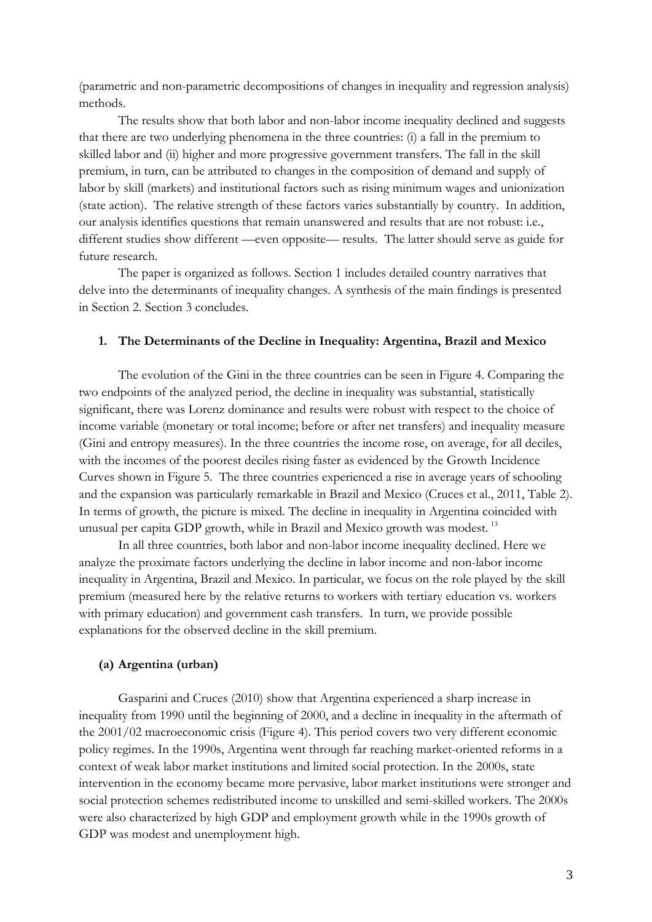(parametric and non-parametric decompositions of changes in inequality and regression analysis) methods.

The results show that both labor and non-labor income inequality declined and suggests that there are two underlying phenomena in the three countries: (i) a fall in the premium to skilled labor and (ii) higher and more progressive government transfers. The fall in the skill premium, in turn, can be attributed to changes in the composition of demand and supply of labor by skill (markets) and institutional factors such as rising minimum wages and unionization (state action). The relative strength of these factors varies substantially by country. In addition, our analysis identifies questions that remain unanswered and results that are not robust: i.e., different studies show different —even opposite— results. The latter should serve as guide for future research.

The paper is organized as follows. Section 1 includes detailed country narratives that delve into the determinants of inequality changes. A synthesis of the main findings is presented in Section 2. Section 3 concludes.

## 1. The Determinants of the Decline in Inequality: Argentina, Brazil and Mexico

The evolution of the Gini in the three countries can be seen in Figure 4. Comparing the two endpoints of the analyzed period, the decline in inequality was substantial, statistically significant, there was Lorenz dominance and results were robust with respect to the choice of income variable (monetary or total income; before or after net transfers) and inequality measure (Gini and entropy measures). In the three countries the income rose, on average, for all deciles, with the incomes of the poorest deciles rising faster as evidenced by the Growth Incidence Curves shown in Figure 5. The three countries experienced a rise in average years of schooling and the expansion was particularly remarkable in Brazil and Mexico (Cruces et al., 2011, Table 2). In terms of growth, the picture is mixed. The decline in inequality in Argentina coincided with unusual per capita GDP growth, while in Brazil and Mexico growth was modest. [13]

In all three countries, both labor and non-labor income inequality declined. Here we analyze the proximate factors underlying the decline in labor income and non-labor income inequality in Argentina, Brazil and Mexico. In particular, we focus on the role played by the skill premium (measured here by the relative returns to workers with tertiary education vs. workers with primary education) and government cash transfers. In turn, we provide possible explanations for the observed decline in the skill premium.

### (a) Argentina (urban)

Gasparini and Cruces (2010) show that Argentina experienced a sharp increase in inequality from 1990 until the beginning of 2000, and a decline in inequality in the aftermath of the 2001/02 macroeconomic crisis (Figure 4). This period covers two very different economic policy regimes. In the 1990s, Argentina went through far reaching market-oriented reforms in a context of weak labor market institutions and limited social protection. In the 2000s, state intervention in the economy became more pervasive, labor market institutions were stronger and social protection schemes redistributed income to unskilled and semi-skilled workers. The 2000s were also characterized by high GDP and employment growth while in the 1990s growth of GDP was modest and unemployment high.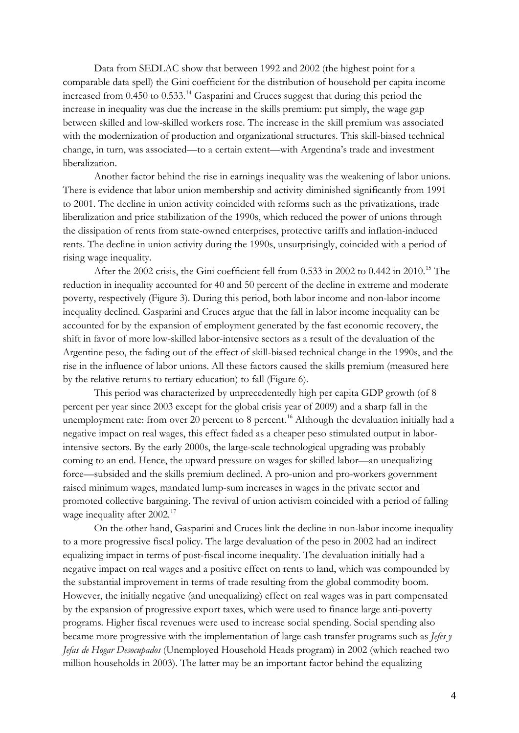Data from SEDLAC show that between 1992 and 2002 (the highest point for a comparable data spell) the Gini coefficient for the distribution of household per capita income increased from 0.450 to 0.533.[14] Gasparini and Cruces suggest that during this period the increase in inequality was due the increase in the skills premium: put simply, the wage gap between skilled and low-skilled workers rose. The increase in the skill premium was associated with the modernization of production and organizational structures. This skill-biased technical change, in turn, was associated—to a certain extent—with Argentina's trade and investment liberalization.

Another factor behind the rise in earnings inequality was the weakening of labor unions. There is evidence that labor union membership and activity diminished significantly from 1991 to 2001. The decline in union activity coincided with reforms such as the privatizations, trade liberalization and price stabilization of the 1990s, which reduced the power of unions through the dissipation of rents from state-owned enterprises, protective tariffs and inflation-induced rents. The decline in union activity during the 1990s, unsurprisingly, coincided with a period of rising wage inequality.

After the 2002 crisis, the Gini coefficient fell from 0.533 in 2002 to 0.442 in 2010.[15] The reduction in inequality accounted for 40 and 50 percent of the decline in extreme and moderate poverty, respectively (Figure 3). During this period, both labor income and non-labor income inequality declined. Gasparini and Cruces argue that the fall in labor income inequality can be accounted for by the expansion of employment generated by the fast economic recovery, the shift in favor of more low-skilled labor-intensive sectors as a result of the devaluation of the Argentine peso, the fading out of the effect of skill-biased technical change in the 1990s, and the rise in the influence of labor unions. All these factors caused the skills premium (measured here by the relative returns to tertiary education) to fall (Figure 6).

This period was characterized by unprecedentedly high per capita GDP growth (of 8 percent per year since 2003 except for the global crisis year of 2009) and a sharp fall in the unemployment rate: from over 20 percent to 8 percent.[16] Although the devaluation initially had a negative impact on real wages, this effect faded as a cheaper peso stimulated output in labor-intensive sectors. By the early 2000s, the large-scale technological upgrading was probably coming to an end. Hence, the upward pressure on wages for skilled labor—an unequalizing force—subsided and the skills premium declined. A pro-union and pro-workers government raised minimum wages, mandated lump-sum increases in wages in the private sector and promoted collective bargaining. The revival of union activism coincided with a period of falling wage inequality after 2002.[17]

On the other hand, Gasparini and Cruces link the decline in non-labor income inequality to a more progressive fiscal policy. The large devaluation of the peso in 2002 had an indirect equalizing impact in terms of post-fiscal income inequality. The devaluation initially had a negative impact on real wages and a positive effect on rents to land, which was compounded by the substantial improvement in terms of trade resulting from the global commodity boom. However, the initially negative (and unequalizing) effect on real wages was in part compensated by the expansion of progressive export taxes, which were used to finance large anti-poverty programs. Higher fiscal revenues were used to increase social spending. Social spending also became more progressive with the implementation of large cash transfer programs such as *Jefes y Jefas de Hogar Desocupados* (Unemployed Household Heads program) in 2002 (which reached two million households in 2003). The latter may be an important factor behind the equalizing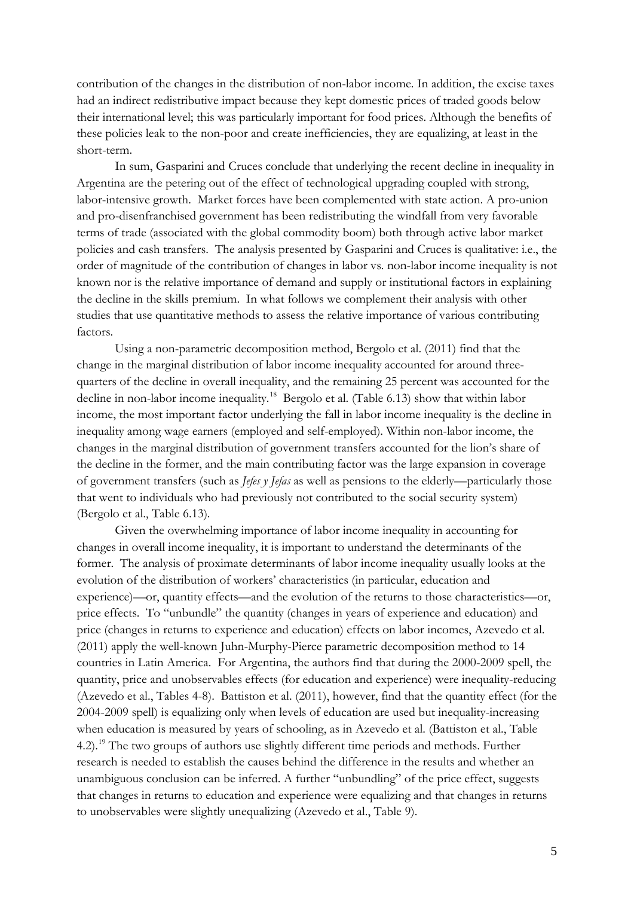contribution of the changes in the distribution of non-labor income. In addition, the excise taxes had an indirect redistributive impact because they kept domestic prices of traded goods below their international level; this was particularly important for food prices. Although the benefits of these policies leak to the non-poor and create inefficiencies, they are equalizing, at least in the short-term.

In sum, Gasparini and Cruces conclude that underlying the recent decline in inequality in Argentina are the petering out of the effect of technological upgrading coupled with strong, labor-intensive growth. Market forces have been complemented with state action. A pro-union and pro-disenfranchised government has been redistributing the windfall from very favorable terms of trade (associated with the global commodity boom) both through active labor market policies and cash transfers. The analysis presented by Gasparini and Cruces is qualitative: i.e., the order of magnitude of the contribution of changes in labor vs. non-labor income inequality is not known nor is the relative importance of demand and supply or institutional factors in explaining the decline in the skills premium. In what follows we complement their analysis with other studies that use quantitative methods to assess the relative importance of various contributing factors.

Using a non-parametric decomposition method, Bergolo et al. (2011) find that the change in the marginal distribution of labor income inequality accounted for around three-quarters of the decline in overall inequality, and the remaining 25 percent was accounted for the decline in non-labor income inequality.[18] Bergolo et al. (Table 6.13) show that within labor income, the most important factor underlying the fall in labor income inequality is the decline in inequality among wage earners (employed and self-employed). Within non-labor income, the changes in the marginal distribution of government transfers accounted for the lion's share of the decline in the former, and the main contributing factor was the large expansion in coverage of government transfers (such as *Jefes y Jefas* as well as pensions to the elderly—particularly those that went to individuals who had previously not contributed to the social security system) (Bergolo et al., Table 6.13).

Given the overwhelming importance of labor income inequality in accounting for changes in overall income inequality, it is important to understand the determinants of the former. The analysis of proximate determinants of labor income inequality usually looks at the evolution of the distribution of workers' characteristics (in particular, education and experience)—or, quantity effects—and the evolution of the returns to those characteristics—or, price effects. To "unbundle" the quantity (changes in years of experience and education) and price (changes in returns to experience and education) effects on labor incomes, Azevedo et al. (2011) apply the well-known Juhn-Murphy-Pierce parametric decomposition method to 14 countries in Latin America. For Argentina, the authors find that during the 2000-2009 spell, the quantity, price and unobservables effects (for education and experience) were inequality-reducing (Azevedo et al., Tables 4-8). Battiston et al. (2011), however, find that the quantity effect (for the 2004-2009 spell) is equalizing only when levels of education are used but inequality-increasing when education is measured by years of schooling, as in Azevedo et al. (Battiston et al., Table 4.2).[19] The two groups of authors use slightly different time periods and methods. Further research is needed to establish the causes behind the difference in the results and whether an unambiguous conclusion can be inferred. A further "unbundling" of the price effect, suggests that changes in returns to education and experience were equalizing and that changes in returns to unobservables were slightly unequalizing (Azevedo et al., Table 9).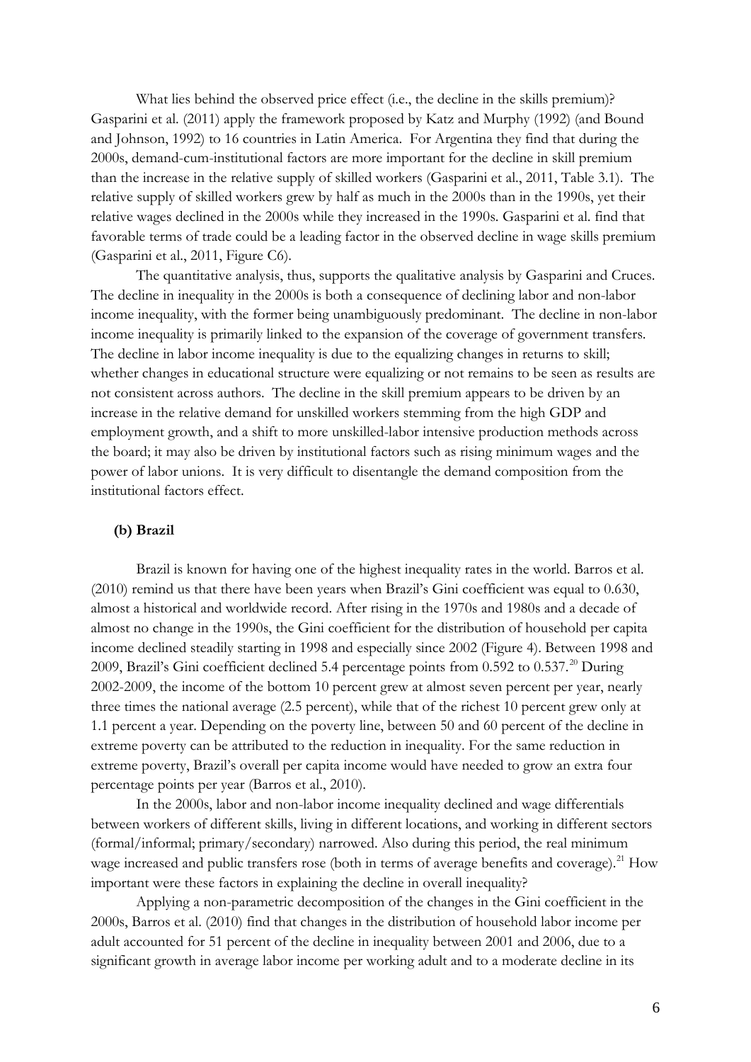What lies behind the observed price effect (i.e., the decline in the skills premium)? Gasparini et al. (2011) apply the framework proposed by Katz and Murphy (1992) (and Bound and Johnson, 1992) to 16 countries in Latin America. For Argentina they find that during the 2000s, demand-cum-institutional factors are more important for the decline in skill premium than the increase in the relative supply of skilled workers (Gasparini et al., 2011, Table 3.1). The relative supply of skilled workers grew by half as much in the 2000s than in the 1990s, yet their relative wages declined in the 2000s while they increased in the 1990s. Gasparini et al. find that favorable terms of trade could be a leading factor in the observed decline in wage skills premium (Gasparini et al., 2011, Figure C6).

The quantitative analysis, thus, supports the qualitative analysis by Gasparini and Cruces. The decline in inequality in the 2000s is both a consequence of declining labor and non-labor income inequality, with the former being unambiguously predominant. The decline in non-labor income inequality is primarily linked to the expansion of the coverage of government transfers. The decline in labor income inequality is due to the equalizing changes in returns to skill; whether changes in educational structure were equalizing or not remains to be seen as results are not consistent across authors. The decline in the skill premium appears to be driven by an increase in the relative demand for unskilled workers stemming from the high GDP and employment growth, and a shift to more unskilled-labor intensive production methods across the board; it may also be driven by institutional factors such as rising minimum wages and the power of labor unions. It is very difficult to disentangle the demand composition from the institutional factors effect.

### (b) Brazil

Brazil is known for having one of the highest inequality rates in the world. Barros et al. (2010) remind us that there have been years when Brazil's Gini coefficient was equal to 0.630, almost a historical and worldwide record. After rising in the 1970s and 1980s and a decade of almost no change in the 1990s, the Gini coefficient for the distribution of household per capita income declined steadily starting in 1998 and especially since 2002 (Figure 4). Between 1998 and 2009, Brazil's Gini coefficient declined 5.4 percentage points from 0.592 to 0.537.[20] During 2002-2009, the income of the bottom 10 percent grew at almost seven percent per year, nearly three times the national average (2.5 percent), while that of the richest 10 percent grew only at 1.1 percent a year. Depending on the poverty line, between 50 and 60 percent of the decline in extreme poverty can be attributed to the reduction in inequality. For the same reduction in extreme poverty, Brazil's overall per capita income would have needed to grow an extra four percentage points per year (Barros et al., 2010).

In the 2000s, labor and non-labor income inequality declined and wage differentials between workers of different skills, living in different locations, and working in different sectors (formal/informal; primary/secondary) narrowed. Also during this period, the real minimum wage increased and public transfers rose (both in terms of average benefits and coverage).[21] How important were these factors in explaining the decline in overall inequality?

Applying a non-parametric decomposition of the changes in the Gini coefficient in the 2000s, Barros et al. (2010) find that changes in the distribution of household labor income per adult accounted for 51 percent of the decline in inequality between 2001 and 2006, due to a significant growth in average labor income per working adult and to a moderate decline in its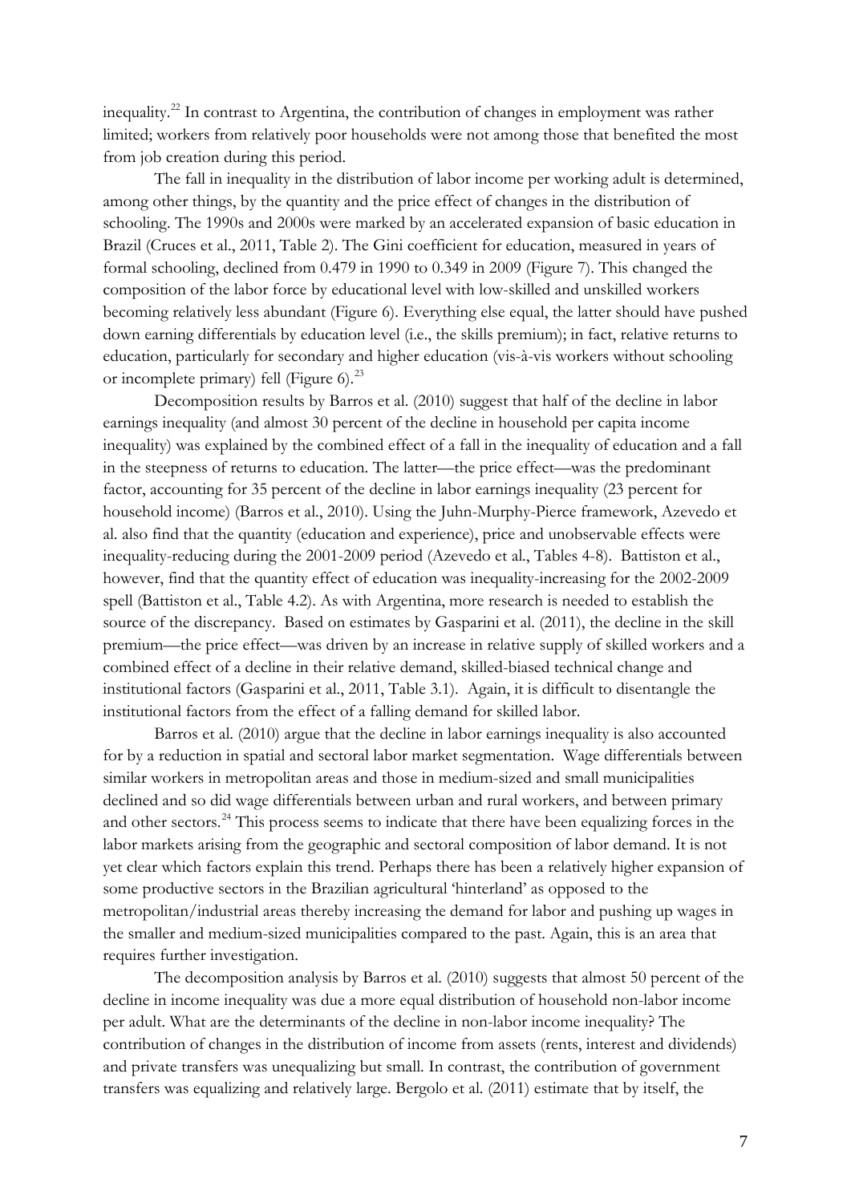inequality.[22] In contrast to Argentina, the contribution of changes in employment was rather limited; workers from relatively poor households were not among those that benefited the most from job creation during this period.

The fall in inequality in the distribution of labor income per working adult is determined, among other things, by the quantity and the price effect of changes in the distribution of schooling. The 1990s and 2000s were marked by an accelerated expansion of basic education in Brazil (Cruces et al., 2011, Table 2). The Gini coefficient for education, measured in years of formal schooling, declined from 0.479 in 1990 to 0.349 in 2009 (Figure 7). This changed the composition of the labor force by educational level with low-skilled and unskilled workers becoming relatively less abundant (Figure 6). Everything else equal, the latter should have pushed down earning differentials by education level (i.e., the skills premium); in fact, relative returns to education, particularly for secondary and higher education (vis-à-vis workers without schooling or incomplete primary) fell (Figure 6).[23]

Decomposition results by Barros et al. (2010) suggest that half of the decline in labor earnings inequality (and almost 30 percent of the decline in household per capita income inequality) was explained by the combined effect of a fall in the inequality of education and a fall in the steepness of returns to education. The latter—the price effect—was the predominant factor, accounting for 35 percent of the decline in labor earnings inequality (23 percent for household income) (Barros et al., 2010). Using the Juhn-Murphy-Pierce framework, Azevedo et al. also find that the quantity (education and experience), price and unobservable effects were inequality-reducing during the 2001-2009 period (Azevedo et al., Tables 4-8). Battiston et al., however, find that the quantity effect of education was inequality-increasing for the 2002-2009 spell (Battiston et al., Table 4.2). As with Argentina, more research is needed to establish the source of the discrepancy. Based on estimates by Gasparini et al. (2011), the decline in the skill premium—the price effect—was driven by an increase in relative supply of skilled workers and a combined effect of a decline in their relative demand, skilled-biased technical change and institutional factors (Gasparini et al., 2011, Table 3.1). Again, it is difficult to disentangle the institutional factors from the effect of a falling demand for skilled labor.

Barros et al. (2010) argue that the decline in labor earnings inequality is also accounted for by a reduction in spatial and sectoral labor market segmentation. Wage differentials between similar workers in metropolitan areas and those in medium-sized and small municipalities declined and so did wage differentials between urban and rural workers, and between primary and other sectors.[24] This process seems to indicate that there have been equalizing forces in the labor markets arising from the geographic and sectoral composition of labor demand. It is not yet clear which factors explain this trend. Perhaps there has been a relatively higher expansion of some productive sectors in the Brazilian agricultural 'hinterland' as opposed to the metropolitan/industrial areas thereby increasing the demand for labor and pushing up wages in the smaller and medium-sized municipalities compared to the past. Again, this is an area that requires further investigation.

The decomposition analysis by Barros et al. (2010) suggests that almost 50 percent of the decline in income inequality was due a more equal distribution of household non-labor income per adult. What are the determinants of the decline in non-labor income inequality? The contribution of changes in the distribution of income from assets (rents, interest and dividends) and private transfers was unequalizing but small. In contrast, the contribution of government transfers was equalizing and relatively large. Bergolo et al. (2011) estimate that by itself, the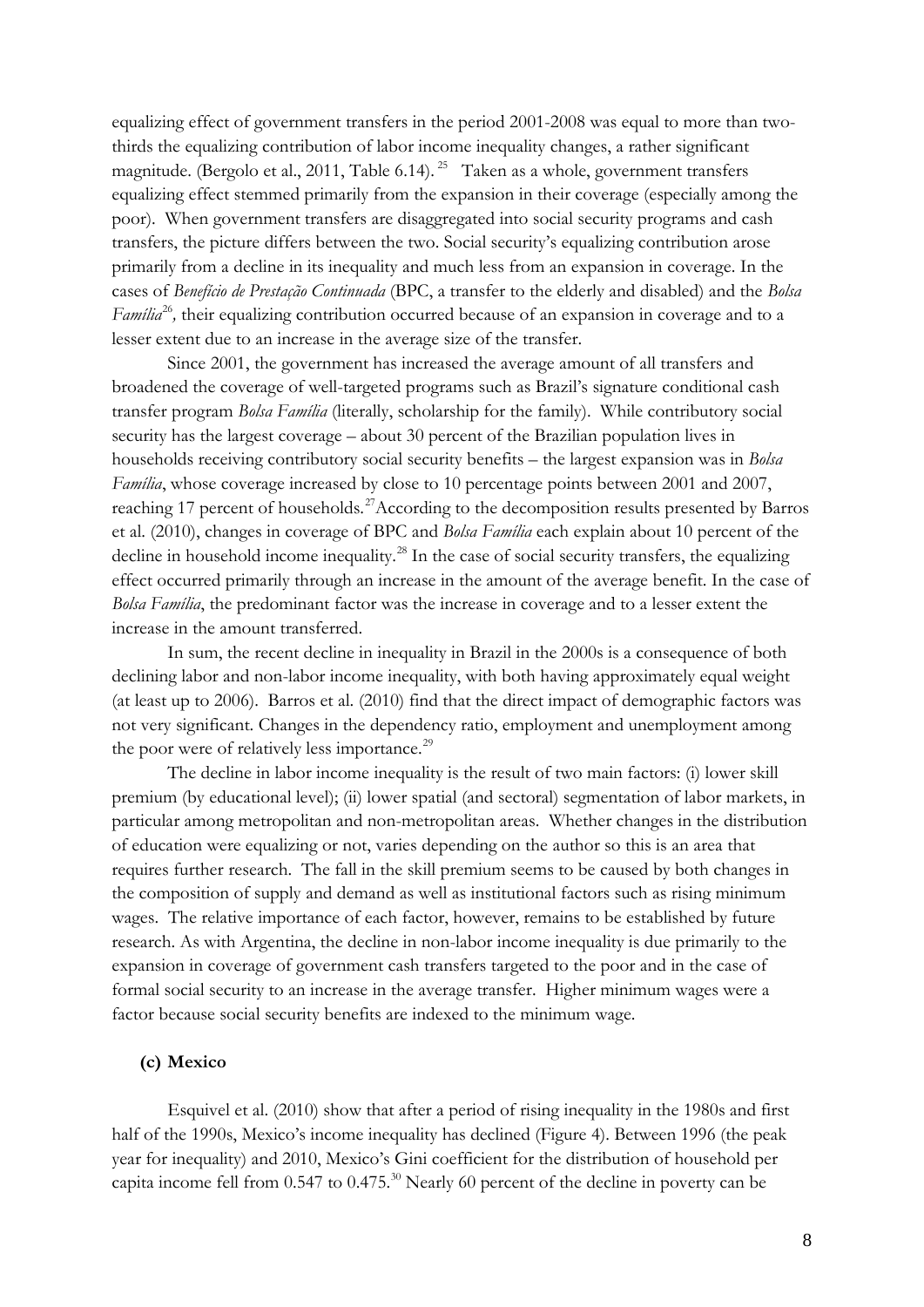equalizing effect of government transfers in the period 2001-2008 was equal to more than two-thirds the equalizing contribution of labor income inequality changes, a rather significant magnitude. (Bergolo et al., 2011, Table 6.14).[25] Taken as a whole, government transfers equalizing effect stemmed primarily from the expansion in their coverage (especially among the poor). When government transfers are disaggregated into social security programs and cash transfers, the picture differs between the two. Social security's equalizing contribution arose primarily from a decline in its inequality and much less from an expansion in coverage. In the cases of *Benefício de Prestação Continuada* (BPC, a transfer to the elderly and disabled) and the *Bolsa Família*[26], their equalizing contribution occurred because of an expansion in coverage and to a lesser extent due to an increase in the average size of the transfer.

Since 2001, the government has increased the average amount of all transfers and broadened the coverage of well-targeted programs such as Brazil's signature conditional cash transfer program *Bolsa Família* (literally, scholarship for the family). While contributory social security has the largest coverage – about 30 percent of the Brazilian population lives in households receiving contributory social security benefits – the largest expansion was in *Bolsa Família*, whose coverage increased by close to 10 percentage points between 2001 and 2007, reaching 17 percent of households.[27] According to the decomposition results presented by Barros et al. (2010), changes in coverage of BPC and *Bolsa Família* each explain about 10 percent of the decline in household income inequality.[28] In the case of social security transfers, the equalizing effect occurred primarily through an increase in the amount of the average benefit. In the case of *Bolsa Família*, the predominant factor was the increase in coverage and to a lesser extent the increase in the amount transferred.

In sum, the recent decline in inequality in Brazil in the 2000s is a consequence of both declining labor and non-labor income inequality, with both having approximately equal weight (at least up to 2006). Barros et al. (2010) find that the direct impact of demographic factors was not very significant. Changes in the dependency ratio, employment and unemployment among the poor were of relatively less importance.[29]

The decline in labor income inequality is the result of two main factors: (i) lower skill premium (by educational level); (ii) lower spatial (and sectoral) segmentation of labor markets, in particular among metropolitan and non-metropolitan areas. Whether changes in the distribution of education were equalizing or not, varies depending on the author so this is an area that requires further research. The fall in the skill premium seems to be caused by both changes in the composition of supply and demand as well as institutional factors such as rising minimum wages. The relative importance of each factor, however, remains to be established by future research. As with Argentina, the decline in non-labor income inequality is due primarily to the expansion in coverage of government cash transfers targeted to the poor and in the case of formal social security to an increase in the average transfer. Higher minimum wages were a factor because social security benefits are indexed to the minimum wage.

### (c) Mexico

Esquivel et al. (2010) show that after a period of rising inequality in the 1980s and first half of the 1990s, Mexico's income inequality has declined (Figure 4). Between 1996 (the peak year for inequality) and 2010, Mexico's Gini coefficient for the distribution of household per capita income fell from 0.547 to 0.475.[30] Nearly 60 percent of the decline in poverty can be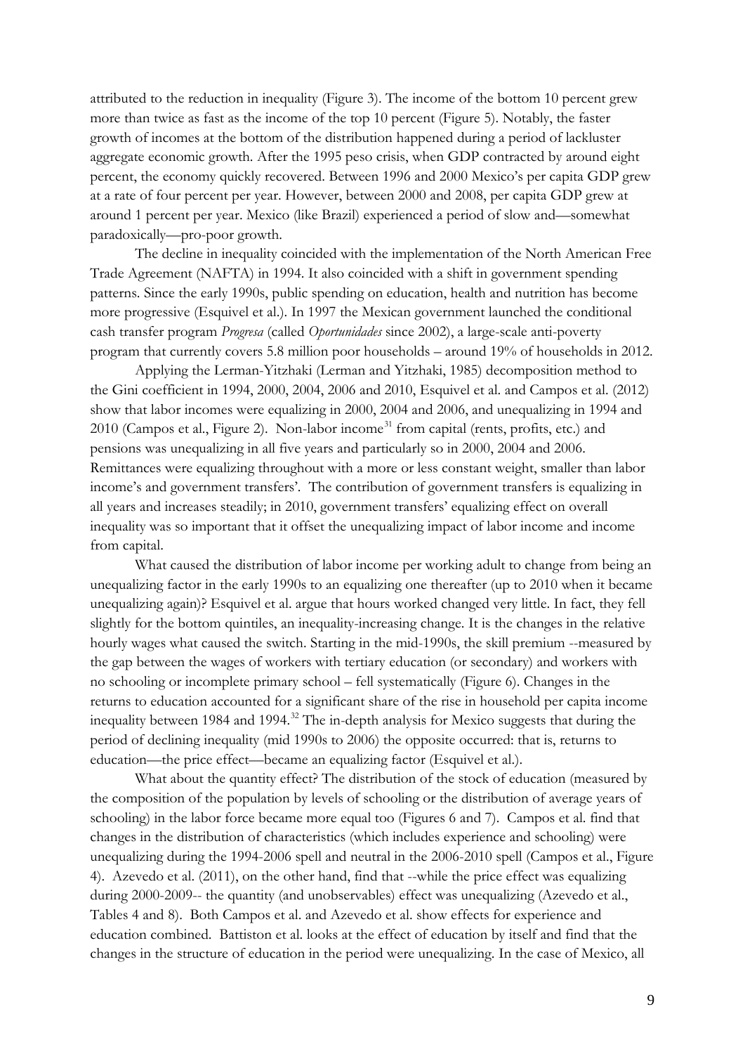attributed to the reduction in inequality (Figure 3). The income of the bottom 10 percent grew more than twice as fast as the income of the top 10 percent (Figure 5). Notably, the faster growth of incomes at the bottom of the distribution happened during a period of lackluster aggregate economic growth. After the 1995 peso crisis, when GDP contracted by around eight percent, the economy quickly recovered. Between 1996 and 2000 Mexico's per capita GDP grew at a rate of four percent per year. However, between 2000 and 2008, per capita GDP grew at around 1 percent per year. Mexico (like Brazil) experienced a period of slow and—somewhat paradoxically—pro-poor growth.

The decline in inequality coincided with the implementation of the North American Free Trade Agreement (NAFTA) in 1994. It also coincided with a shift in government spending patterns. Since the early 1990s, public spending on education, health and nutrition has become more progressive (Esquivel et al.). In 1997 the Mexican government launched the conditional cash transfer program *Progresa* (called *Oportunidades* since 2002), a large-scale anti-poverty program that currently covers 5.8 million poor households – around 19% of households in 2012.

Applying the Lerman-Yitzhaki (Lerman and Yitzhaki, 1985) decomposition method to the Gini coefficient in 1994, 2000, 2004, 2006 and 2010, Esquivel et al. and Campos et al. (2012) show that labor incomes were equalizing in 2000, 2004 and 2006, and unequalizing in 1994 and 2010 (Campos et al., Figure 2). Non-labor income[31] from capital (rents, profits, etc.) and pensions was unequalizing in all five years and particularly so in 2000, 2004 and 2006. Remittances were equalizing throughout with a more or less constant weight, smaller than labor income's and government transfers'. The contribution of government transfers is equalizing in all years and increases steadily; in 2010, government transfers' equalizing effect on overall inequality was so important that it offset the unequalizing impact of labor income and income from capital.

What caused the distribution of labor income per working adult to change from being an unequalizing factor in the early 1990s to an equalizing one thereafter (up to 2010 when it became unequalizing again)? Esquivel et al. argue that hours worked changed very little. In fact, they fell slightly for the bottom quintiles, an inequality-increasing change. It is the changes in the relative hourly wages what caused the switch. Starting in the mid-1990s, the skill premium --measured by the gap between the wages of workers with tertiary education (or secondary) and workers with no schooling or incomplete primary school – fell systematically (Figure 6). Changes in the returns to education accounted for a significant share of the rise in household per capita income inequality between 1984 and 1994.[32] The in-depth analysis for Mexico suggests that during the period of declining inequality (mid 1990s to 2006) the opposite occurred: that is, returns to education—the price effect—became an equalizing factor (Esquivel et al.).

What about the quantity effect? The distribution of the stock of education (measured by the composition of the population by levels of schooling or the distribution of average years of schooling) in the labor force became more equal too (Figures 6 and 7). Campos et al. find that changes in the distribution of characteristics (which includes experience and schooling) were unequalizing during the 1994-2006 spell and neutral in the 2006-2010 spell (Campos et al., Figure 4). Azevedo et al. (2011), on the other hand, find that --while the price effect was equalizing during 2000-2009-- the quantity (and unobservables) effect was unequalizing (Azevedo et al., Tables 4 and 8). Both Campos et al. and Azevedo et al. show effects for experience and education combined. Battiston et al. looks at the effect of education by itself and find that the changes in the structure of education in the period were unequalizing. In the case of Mexico, all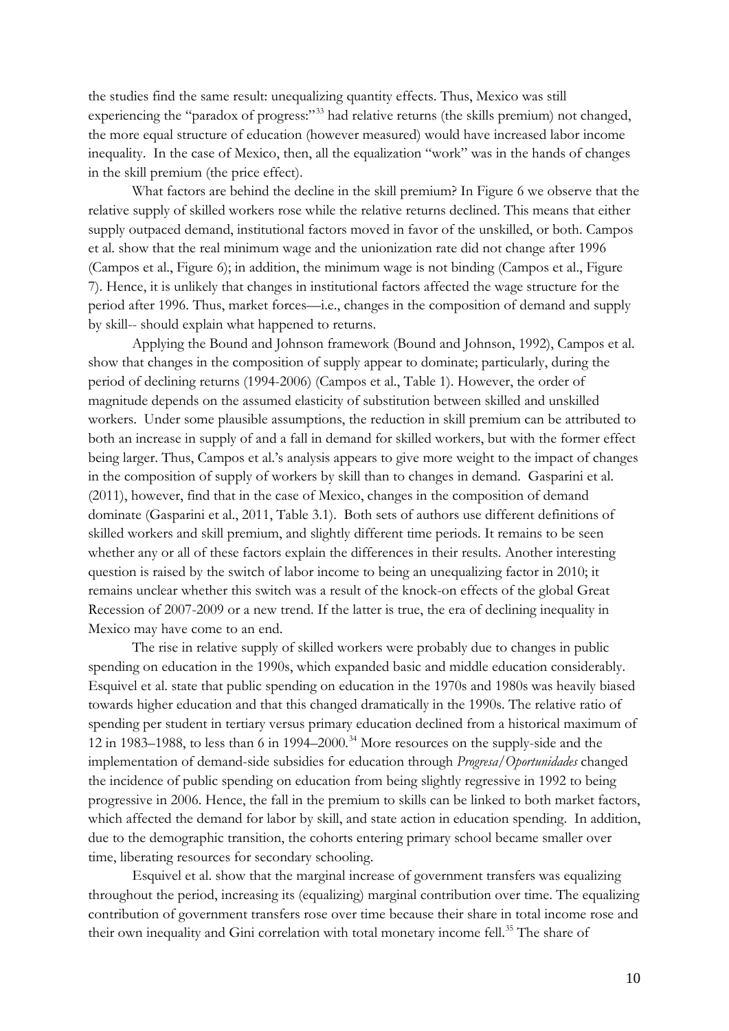the studies find the same result: unequalizing quantity effects. Thus, Mexico was still experiencing the "paradox of progress:"[33] had relative returns (the skills premium) not changed, the more equal structure of education (however measured) would have increased labor income inequality. In the case of Mexico, then, all the equalization "work" was in the hands of changes in the skill premium (the price effect).

What factors are behind the decline in the skill premium? In Figure 6 we observe that the relative supply of skilled workers rose while the relative returns declined. This means that either supply outpaced demand, institutional factors moved in favor of the unskilled, or both. Campos et al. show that the real minimum wage and the unionization rate did not change after 1996 (Campos et al., Figure 6); in addition, the minimum wage is not binding (Campos et al., Figure 7). Hence, it is unlikely that changes in institutional factors affected the wage structure for the period after 1996. Thus, market forces—i.e., changes in the composition of demand and supply by skill-- should explain what happened to returns.

Applying the Bound and Johnson framework (Bound and Johnson, 1992), Campos et al. show that changes in the composition of supply appear to dominate; particularly, during the period of declining returns (1994-2006) (Campos et al., Table 1). However, the order of magnitude depends on the assumed elasticity of substitution between skilled and unskilled workers. Under some plausible assumptions, the reduction in skill premium can be attributed to both an increase in supply of and a fall in demand for skilled workers, but with the former effect being larger. Thus, Campos et al.'s analysis appears to give more weight to the impact of changes in the composition of supply of workers by skill than to changes in demand. Gasparini et al. (2011), however, find that in the case of Mexico, changes in the composition of demand dominate (Gasparini et al., 2011, Table 3.1). Both sets of authors use different definitions of skilled workers and skill premium, and slightly different time periods. It remains to be seen whether any or all of these factors explain the differences in their results. Another interesting question is raised by the switch of labor income to being an unequalizing factor in 2010; it remains unclear whether this switch was a result of the knock-on effects of the global Great Recession of 2007-2009 or a new trend. If the latter is true, the era of declining inequality in Mexico may have come to an end.

The rise in relative supply of skilled workers were probably due to changes in public spending on education in the 1990s, which expanded basic and middle education considerably. Esquivel et al. state that public spending on education in the 1970s and 1980s was heavily biased towards higher education and that this changed dramatically in the 1990s. The relative ratio of spending per student in tertiary versus primary education declined from a historical maximum of 12 in 1983–1988, to less than 6 in 1994–2000.[34] More resources on the supply-side and the implementation of demand-side subsidies for education through *Progresa/Oportunidades* changed the incidence of public spending on education from being slightly regressive in 1992 to being progressive in 2006. Hence, the fall in the premium to skills can be linked to both market factors, which affected the demand for labor by skill, and state action in education spending. In addition, due to the demographic transition, the cohorts entering primary school became smaller over time, liberating resources for secondary schooling.

Esquivel et al. show that the marginal increase of government transfers was equalizing throughout the period, increasing its (equalizing) marginal contribution over time. The equalizing contribution of government transfers rose over time because their share in total income rose and their own inequality and Gini correlation with total monetary income fell.[35] The share of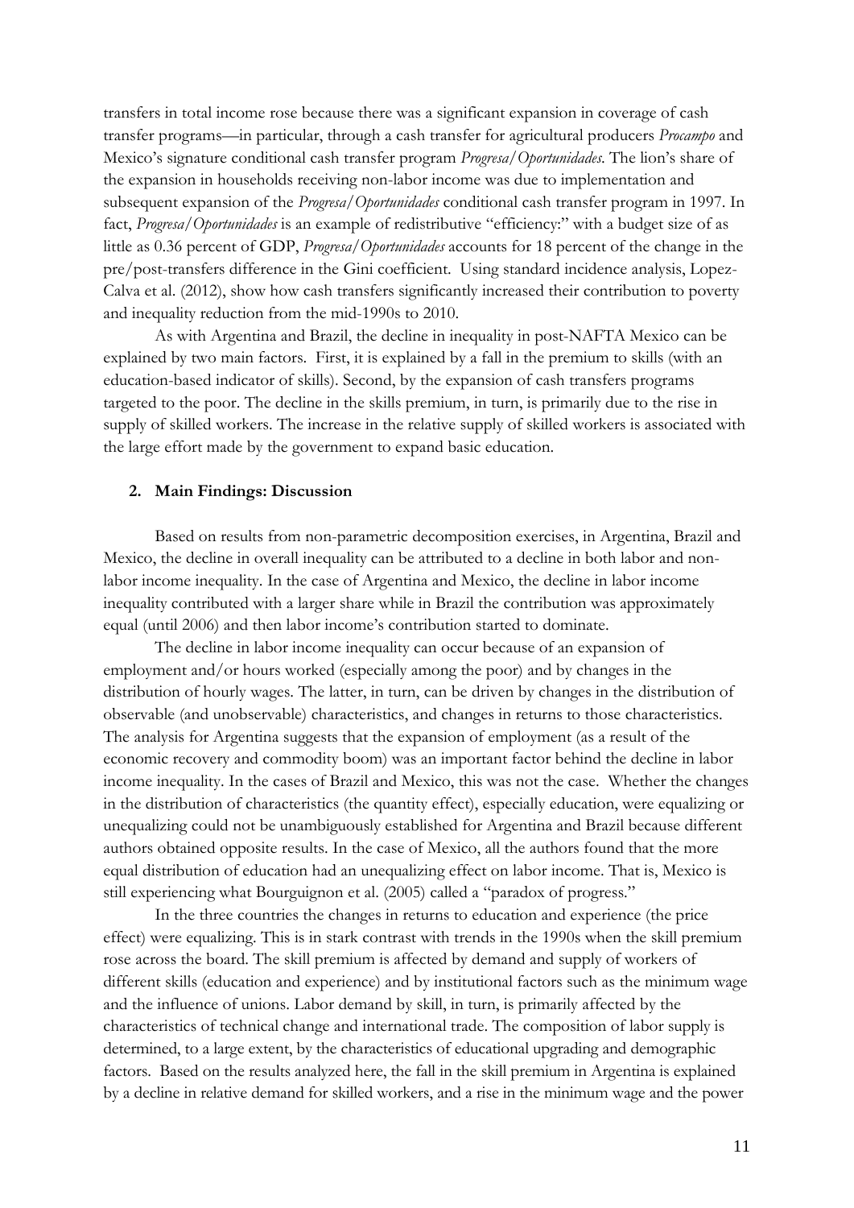transfers in total income rose because there was a significant expansion in coverage of cash transfer programs—in particular, through a cash transfer for agricultural producers *Procampo* and Mexico's signature conditional cash transfer program *Progresa/Oportunidades*. The lion's share of the expansion in households receiving non-labor income was due to implementation and subsequent expansion of the *Progresa/Oportunidades* conditional cash transfer program in 1997. In fact, *Progresa/Oportunidades* is an example of redistributive "efficiency:" with a budget size of as little as 0.36 percent of GDP, *Progresa/Oportunidades* accounts for 18 percent of the change in the pre/post-transfers difference in the Gini coefficient. Using standard incidence analysis, Lopez-Calva et al. (2012), show how cash transfers significantly increased their contribution to poverty and inequality reduction from the mid-1990s to 2010.

As with Argentina and Brazil, the decline in inequality in post-NAFTA Mexico can be explained by two main factors. First, it is explained by a fall in the premium to skills (with an education-based indicator of skills). Second, by the expansion of cash transfers programs targeted to the poor. The decline in the skills premium, in turn, is primarily due to the rise in supply of skilled workers. The increase in the relative supply of skilled workers is associated with the large effort made by the government to expand basic education.

## 2. Main Findings: Discussion

Based on results from non-parametric decomposition exercises, in Argentina, Brazil and Mexico, the decline in overall inequality can be attributed to a decline in both labor and non-labor income inequality. In the case of Argentina and Mexico, the decline in labor income inequality contributed with a larger share while in Brazil the contribution was approximately equal (until 2006) and then labor income's contribution started to dominate.

The decline in labor income inequality can occur because of an expansion of employment and/or hours worked (especially among the poor) and by changes in the distribution of hourly wages. The latter, in turn, can be driven by changes in the distribution of observable (and unobservable) characteristics, and changes in returns to those characteristics. The analysis for Argentina suggests that the expansion of employment (as a result of the economic recovery and commodity boom) was an important factor behind the decline in labor income inequality. In the cases of Brazil and Mexico, this was not the case. Whether the changes in the distribution of characteristics (the quantity effect), especially education, were equalizing or unequalizing could not be unambiguously established for Argentina and Brazil because different authors obtained opposite results. In the case of Mexico, all the authors found that the more equal distribution of education had an unequalizing effect on labor income. That is, Mexico is still experiencing what Bourguignon et al. (2005) called a "paradox of progress."

In the three countries the changes in returns to education and experience (the price effect) were equalizing. This is in stark contrast with trends in the 1990s when the skill premium rose across the board. The skill premium is affected by demand and supply of workers of different skills (education and experience) and by institutional factors such as the minimum wage and the influence of unions. Labor demand by skill, in turn, is primarily affected by the characteristics of technical change and international trade. The composition of labor supply is determined, to a large extent, by the characteristics of educational upgrading and demographic factors. Based on the results analyzed here, the fall in the skill premium in Argentina is explained by a decline in relative demand for skilled workers, and a rise in the minimum wage and the power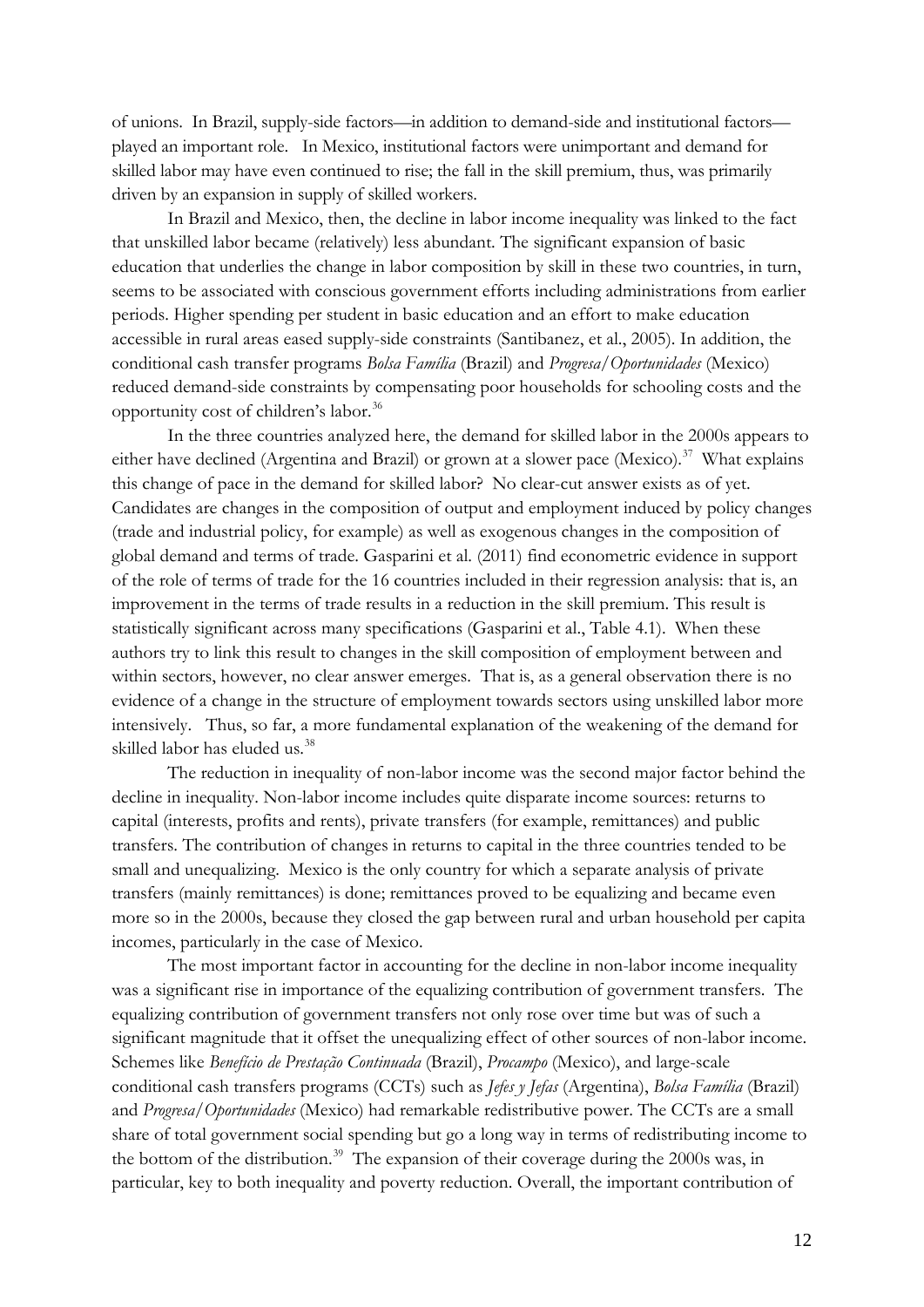of unions. In Brazil, supply-side factors—in addition to demand-side and institutional factors—played an important role. In Mexico, institutional factors were unimportant and demand for skilled labor may have even continued to rise; the fall in the skill premium, thus, was primarily driven by an expansion in supply of skilled workers.

In Brazil and Mexico, then, the decline in labor income inequality was linked to the fact that unskilled labor became (relatively) less abundant. The significant expansion of basic education that underlies the change in labor composition by skill in these two countries, in turn, seems to be associated with conscious government efforts including administrations from earlier periods. Higher spending per student in basic education and an effort to make education accessible in rural areas eased supply-side constraints (Santibanez, et al., 2005). In addition, the conditional cash transfer programs *Bolsa Família* (Brazil) and *Progresa/Oportunidades* (Mexico) reduced demand-side constraints by compensating poor households for schooling costs and the opportunity cost of children's labor.[36]

In the three countries analyzed here, the demand for skilled labor in the 2000s appears to either have declined (Argentina and Brazil) or grown at a slower pace (Mexico).[37] What explains this change of pace in the demand for skilled labor? No clear-cut answer exists as of yet. Candidates are changes in the composition of output and employment induced by policy changes (trade and industrial policy, for example) as well as exogenous changes in the composition of global demand and terms of trade. Gasparini et al. (2011) find econometric evidence in support of the role of terms of trade for the 16 countries included in their regression analysis: that is, an improvement in the terms of trade results in a reduction in the skill premium. This result is statistically significant across many specifications (Gasparini et al., Table 4.1). When these authors try to link this result to changes in the skill composition of employment between and within sectors, however, no clear answer emerges. That is, as a general observation there is no evidence of a change in the structure of employment towards sectors using unskilled labor more intensively. Thus, so far, a more fundamental explanation of the weakening of the demand for skilled labor has eluded us.[38]

The reduction in inequality of non-labor income was the second major factor behind the decline in inequality. Non-labor income includes quite disparate income sources: returns to capital (interests, profits and rents), private transfers (for example, remittances) and public transfers. The contribution of changes in returns to capital in the three countries tended to be small and unequalizing. Mexico is the only country for which a separate analysis of private transfers (mainly remittances) is done; remittances proved to be equalizing and became even more so in the 2000s, because they closed the gap between rural and urban household per capita incomes, particularly in the case of Mexico.

The most important factor in accounting for the decline in non-labor income inequality was a significant rise in importance of the equalizing contribution of government transfers. The equalizing contribution of government transfers not only rose over time but was of such a significant magnitude that it offset the unequalizing effect of other sources of non-labor income. Schemes like *Benefício de Prestação Continuada* (Brazil), *Procampo* (Mexico), and large-scale conditional cash transfers programs (CCTs) such as *Jefes y Jefas* (Argentina), *Bolsa Família* (Brazil) and *Progresa/Oportunidades* (Mexico) had remarkable redistributive power. The CCTs are a small share of total government social spending but go a long way in terms of redistributing income to the bottom of the distribution.[39] The expansion of their coverage during the 2000s was, in particular, key to both inequality and poverty reduction. Overall, the important contribution of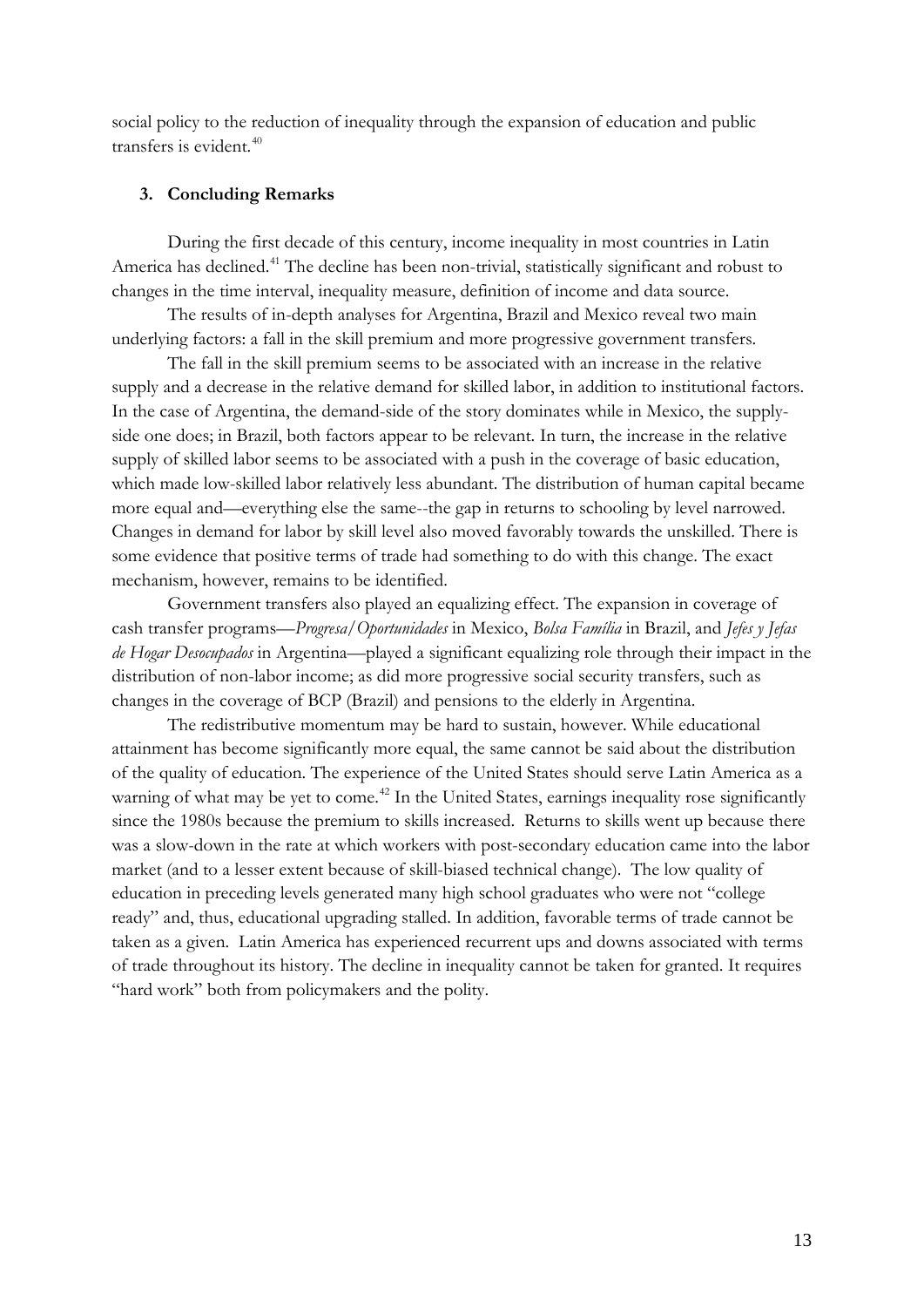social policy to the reduction of inequality through the expansion of education and public transfers is evident.[40]

### 3. Concluding Remarks

During the first decade of this century, income inequality in most countries in Latin America has declined.[41] The decline has been non-trivial, statistically significant and robust to changes in the time interval, inequality measure, definition of income and data source.

The results of in-depth analyses for Argentina, Brazil and Mexico reveal two main underlying factors: a fall in the skill premium and more progressive government transfers.

The fall in the skill premium seems to be associated with an increase in the relative supply and a decrease in the relative demand for skilled labor, in addition to institutional factors. In the case of Argentina, the demand-side of the story dominates while in Mexico, the supply-side one does; in Brazil, both factors appear to be relevant. In turn, the increase in the relative supply of skilled labor seems to be associated with a push in the coverage of basic education, which made low-skilled labor relatively less abundant. The distribution of human capital became more equal and—everything else the same--the gap in returns to schooling by level narrowed. Changes in demand for labor by skill level also moved favorably towards the unskilled. There is some evidence that positive terms of trade had something to do with this change. The exact mechanism, however, remains to be identified.

Government transfers also played an equalizing effect. The expansion in coverage of cash transfer programs—*Progresa/Oportunidades* in Mexico, *Bolsa Família* in Brazil, and *Jefes y Jefas de Hogar Desocupados* in Argentina—played a significant equalizing role through their impact in the distribution of non-labor income; as did more progressive social security transfers, such as changes in the coverage of BCP (Brazil) and pensions to the elderly in Argentina.

The redistributive momentum may be hard to sustain, however. While educational attainment has become significantly more equal, the same cannot be said about the distribution of the quality of education. The experience of the United States should serve Latin America as a warning of what may be yet to come.[42] In the United States, earnings inequality rose significantly since the 1980s because the premium to skills increased. Returns to skills went up because there was a slow-down in the rate at which workers with post-secondary education came into the labor market (and to a lesser extent because of skill-biased technical change). The low quality of education in preceding levels generated many high school graduates who were not "college ready" and, thus, educational upgrading stalled. In addition, favorable terms of trade cannot be taken as a given. Latin America has experienced recurrent ups and downs associated with terms of trade throughout its history. The decline in inequality cannot be taken for granted. It requires "hard work" both from policymakers and the polity.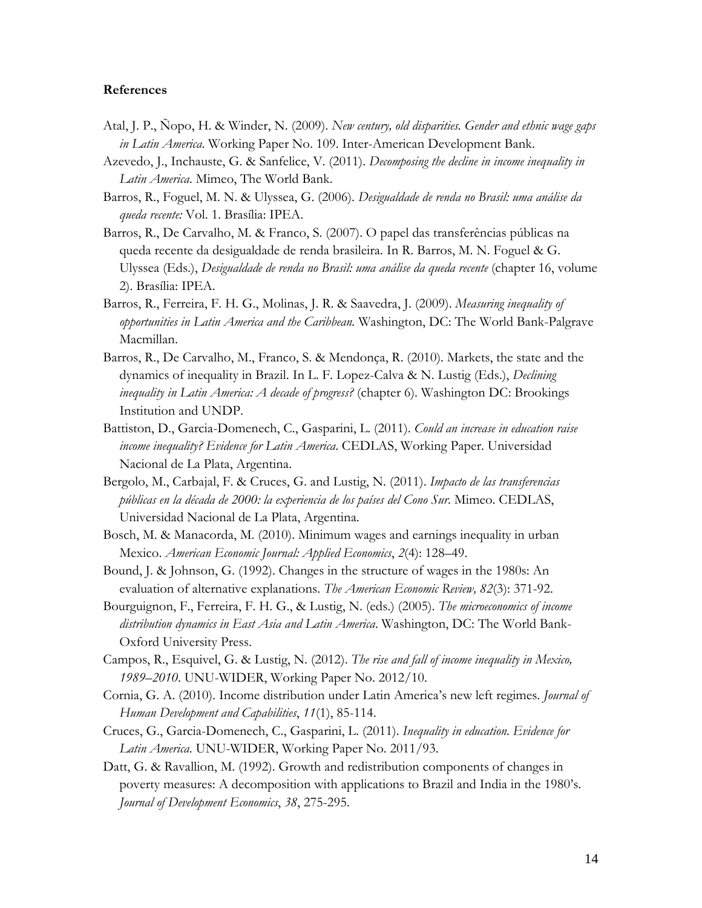**References**

Atal, J. P., Ñopo, H. & Winder, N. (2009). *New century, old disparities. Gender and ethnic wage gaps in Latin America*. Working Paper No. 109. Inter-American Development Bank.

Azevedo, J., Inchauste, G. & Sanfelice, V. (2011). *Decomposing the decline in income inequality in Latin America*. Mimeo, The World Bank.

Barros, R., Foguel, M. N. & Ulyssea, G. (2006). *Desigualdade de renda no Brasil: uma análise da queda recente:* Vol. 1. Brasília: IPEA.

Barros, R., De Carvalho, M. & Franco, S. (2007). O papel das transferências públicas na queda recente da desigualdade de renda brasileira. In R. Barros, M. N. Foguel & G. Ulyssea (Eds.), *Desigualdade de renda no Brasil: uma análise da queda recente* (chapter 16, volume 2). Brasília: IPEA.

Barros, R., Ferreira, F. H. G., Molinas, J. R. & Saavedra, J. (2009). *Measuring inequality of opportunities in Latin America and the Caribbean*. Washington, DC: The World Bank-Palgrave Macmillan.

Barros, R., De Carvalho, M., Franco, S. & Mendonça, R. (2010). Markets, the state and the dynamics of inequality in Brazil. In L. F. Lopez-Calva & N. Lustig (Eds.), *Declining inequality in Latin America: A decade of progress?* (chapter 6). Washington DC: Brookings Institution and UNDP.

Battiston, D., Garcia-Domenech, C., Gasparini, L. (2011). *Could an increase in education raise income inequality? Evidence for Latin America*. CEDLAS, Working Paper. Universidad Nacional de La Plata, Argentina.

Bergolo, M., Carbajal, F. & Cruces, G. and Lustig, N. (2011). *Impacto de las transferencias públicas en la década de 2000: la experiencia de los países del Cono Sur*. Mimeo. CEDLAS, Universidad Nacional de La Plata, Argentina.

Bosch, M. & Manacorda, M. (2010). Minimum wages and earnings inequality in urban Mexico. *American Economic Journal: Applied Economics*, *2*(4): 128–49.

Bound, J. & Johnson, G. (1992). Changes in the structure of wages in the 1980s: An evaluation of alternative explanations. *The American Economic Review, 82*(3): 371-92.

Bourguignon, F., Ferreira, F. H. G., & Lustig, N. (eds.) (2005). *The microeconomics of income distribution dynamics in East Asia and Latin America*. Washington, DC: The World Bank-Oxford University Press.

Campos, R., Esquivel, G. & Lustig, N. (2012). *The rise and fall of income inequality in Mexico, 1989–2010*. UNU-WIDER, Working Paper No. 2012/10.

Cornia, G. A. (2010). Income distribution under Latin America's new left regimes. *Journal of Human Development and Capabilities*, *11*(1), 85-114.

Cruces, G., Garcia-Domenech, C., Gasparini, L. (2011). *Inequality in education. Evidence for Latin America*. UNU-WIDER, Working Paper No. 2011/93.

Datt, G. & Ravallion, M. (1992). Growth and redistribution components of changes in poverty measures: A decomposition with applications to Brazil and India in the 1980's. *Journal of Development Economics*, *38*, 275-295.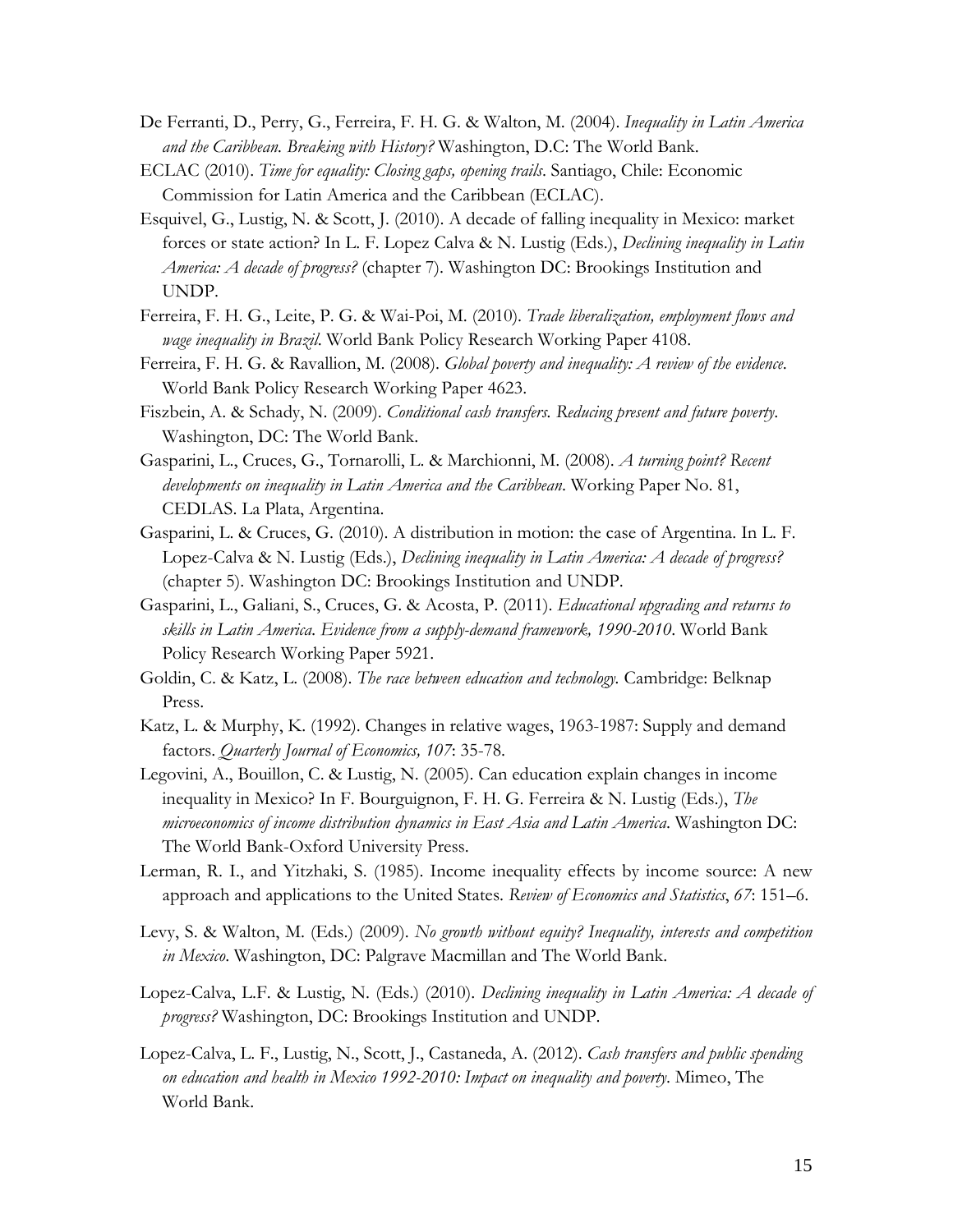De Ferranti, D., Perry, G., Ferreira, F. H. G. & Walton, M. (2004). *Inequality in Latin America and the Caribbean. Breaking with History?* Washington, D.C: The World Bank.

ECLAC (2010). *Time for equality: Closing gaps, opening trails*. Santiago, Chile: Economic Commission for Latin America and the Caribbean (ECLAC).

Esquivel, G., Lustig, N. & Scott, J. (2010). A decade of falling inequality in Mexico: market forces or state action? In L. F. Lopez Calva & N. Lustig (Eds.), *Declining inequality in Latin America: A decade of progress?* (chapter 7). Washington DC: Brookings Institution and UNDP.

Ferreira, F. H. G., Leite, P. G. & Wai-Poi, M. (2010). *Trade liberalization, employment flows and wage inequality in Brazil*. World Bank Policy Research Working Paper 4108.

Ferreira, F. H. G. & Ravallion, M. (2008). *Global poverty and inequality: A review of the evidence*. World Bank Policy Research Working Paper 4623.

Fiszbein, A. & Schady, N. (2009). *Conditional cash transfers. Reducing present and future poverty*. Washington, DC: The World Bank.

Gasparini, L., Cruces, G., Tornarolli, L. & Marchionni, M. (2008). *A turning point? Recent developments on inequality in Latin America and the Caribbean*. Working Paper No. 81, CEDLAS. La Plata, Argentina.

Gasparini, L. & Cruces, G. (2010). A distribution in motion: the case of Argentina. In L. F. Lopez-Calva & N. Lustig (Eds.), *Declining inequality in Latin America: A decade of progress?* (chapter 5). Washington DC: Brookings Institution and UNDP.

Gasparini, L., Galiani, S., Cruces, G. & Acosta, P. (2011). *Educational upgrading and returns to skills in Latin America. Evidence from a supply-demand framework, 1990-2010*. World Bank Policy Research Working Paper 5921.

Goldin, C. & Katz, L. (2008). *The race between education and technology.* Cambridge: Belknap Press.

Katz, L. & Murphy, K. (1992). Changes in relative wages, 1963-1987: Supply and demand factors. *Quarterly Journal of Economics, 107*: 35-78.

Legovini, A., Bouillon, C. & Lustig, N. (2005). Can education explain changes in income inequality in Mexico? In F. Bourguignon, F. H. G. Ferreira & N. Lustig (Eds.), *The microeconomics of income distribution dynamics in East Asia and Latin America*. Washington DC: The World Bank-Oxford University Press.

Lerman, R. I., and Yitzhaki, S. (1985). Income inequality effects by income source: A new approach and applications to the United States. *Review of Economics and Statistics*, *67*: 151–6.

Levy, S. & Walton, M. (Eds.) (2009). *No growth without equity? Inequality, interests and competition in Mexico*. Washington, DC: Palgrave Macmillan and The World Bank.

Lopez-Calva, L.F. & Lustig, N. (Eds.) (2010). *Declining inequality in Latin America: A decade of progress?* Washington, DC: Brookings Institution and UNDP.

Lopez-Calva, L. F., Lustig, N., Scott, J., Castaneda, A. (2012). *Cash transfers and public spending on education and health in Mexico 1992-2010: Impact on inequality and poverty*. Mimeo, The World Bank.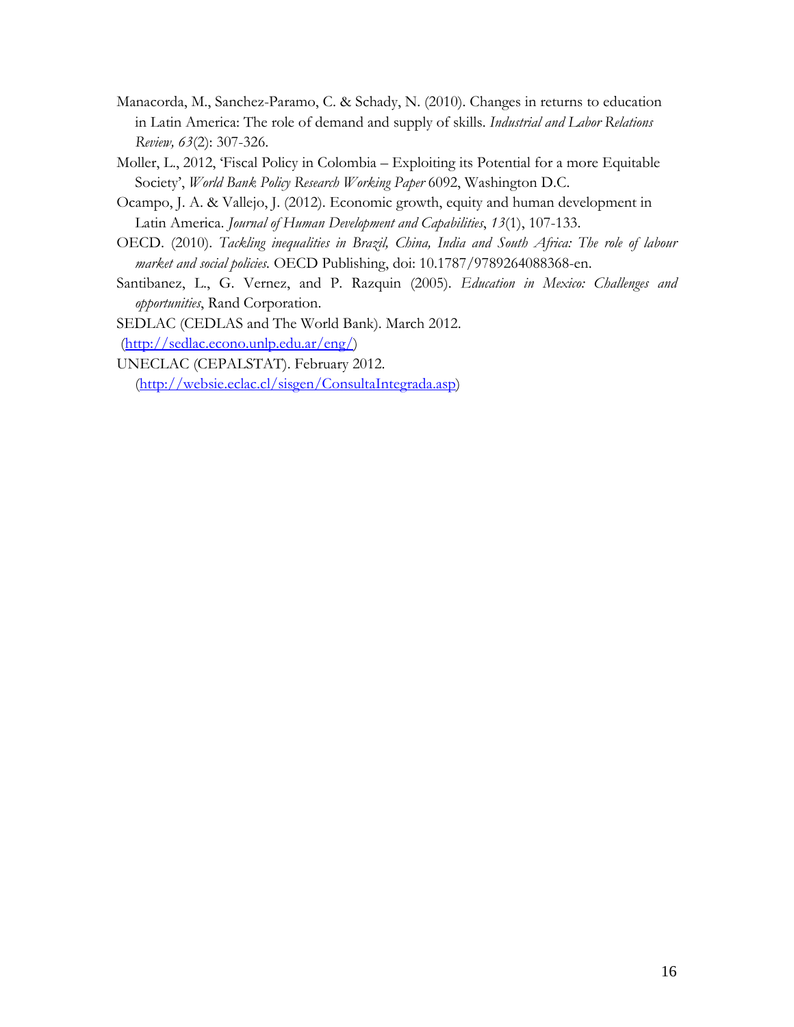Manacorda, M., Sanchez-Paramo, C. & Schady, N. (2010). Changes in returns to education in Latin America: The role of demand and supply of skills. *Industrial and Labor Relations Review, 63*(2): 307-326.

Moller, L., 2012, 'Fiscal Policy in Colombia – Exploiting its Potential for a more Equitable Society', *World Bank Policy Research Working Paper* 6092, Washington D.C.

Ocampo, J. A. & Vallejo, J. (2012). Economic growth, equity and human development in Latin America. *Journal of Human Development and Capabilities*, *13*(1), 107-133.

OECD. (2010). *Tackling inequalities in Brazil, China, India and South Africa: The role of labour market and social policies.* OECD Publishing, doi: 10.1787/9789264088368-en.

Santibanez, L., G. Vernez, and P. Razquin (2005). *Education in Mexico: Challenges and opportunities*, Rand Corporation.

SEDLAC (CEDLAS and The World Bank). March 2012.
(http://sedlac.econo.unlp.edu.ar/eng/)

UNECLAC (CEPALSTAT). February 2012.
(http://websie.eclac.cl/sisgen/ConsultaIntegrada.asp)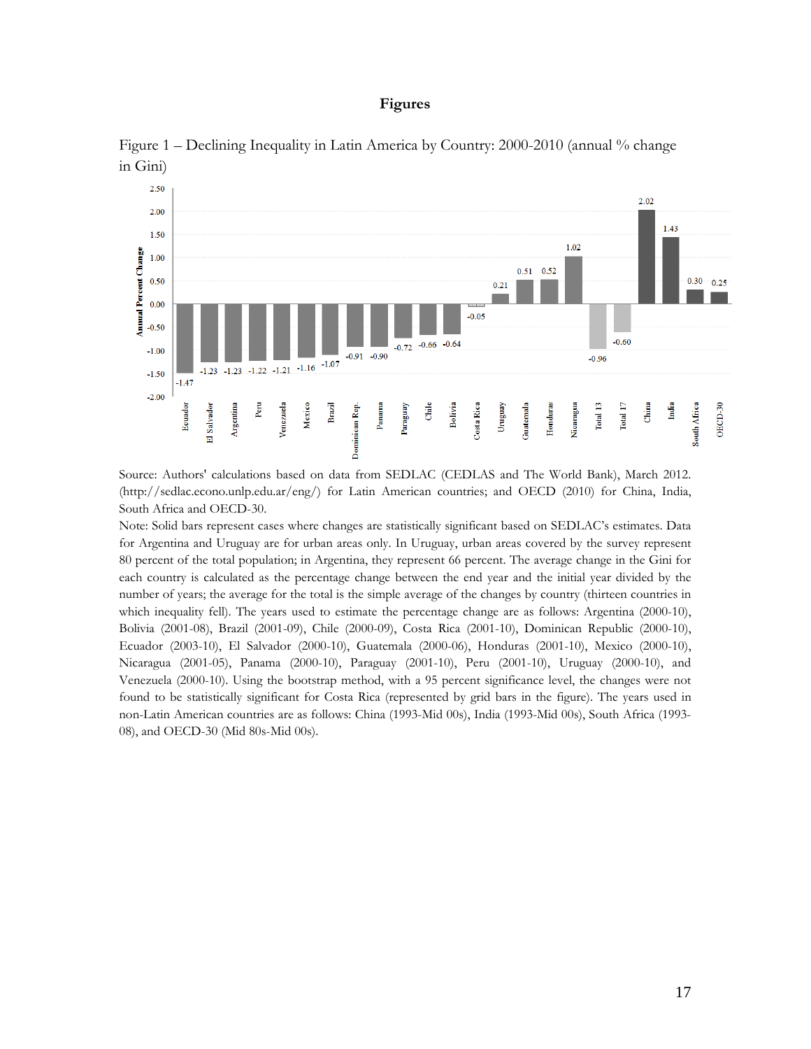# Figures

Figure 1 – Declining Inequality in Latin America by Country: 2000-2010 (annual % change in Gini)

| Country | Annual Percent Change |
|---|---|
| Ecuador | -1.47 |
| El Salvador | -1.23 |
| Argentina | -1.23 |
| Peru | -1.22 |
| Venezuela | -1.21 |
| Mexico | -1.16 |
| Brazil | -1.07 |
| Dominican Rep. | -0.91 |
| Panama | -0.90 |
| Paraguay | -0.72 |
| Chile | -0.66 |
| Bolivia | -0.64 |
| Costa Rica | -0.05 |
| Uruguay | 0.21 |
| Guatemala | 0.51 |
| Honduras | 0.52 |
| Nicaragua | 1.02 |
| Total 13 | -0.96 |
| Total 17 | -0.60 |
| China | 2.02 |
| India | 1.43 |
| South Africa | 0.30 |
| OECD-30 | 0.25 |

Source: Authors' calculations based on data from SEDLAC (CEDLAS and The World Bank), March 2012. (http://sedlac.econo.unlp.edu.ar/eng/) for Latin American countries; and OECD (2010) for China, India, South Africa and OECD-30.

Note: Solid bars represent cases where changes are statistically significant based on SEDLAC's estimates. Data for Argentina and Uruguay are for urban areas only. In Uruguay, urban areas covered by the survey represent 80 percent of the total population; in Argentina, they represent 66 percent. The average change in the Gini for each country is calculated as the percentage change between the end year and the initial year divided by the number of years; the average for the total is the simple average of the changes by country (thirteen countries in which inequality fell). The years used to estimate the percentage change are as follows: Argentina (2000-10), Bolivia (2001-08), Brazil (2001-09), Chile (2000-09), Costa Rica (2001-10), Dominican Republic (2000-10), Ecuador (2003-10), El Salvador (2000-10), Guatemala (2000-06), Honduras (2001-10), Mexico (2000-10), Nicaragua (2001-05), Panama (2000-10), Paraguay (2001-10), Peru (2001-10), Uruguay (2000-10), and Venezuela (2000-10). Using the bootstrap method, with a 95 percent significance level, the changes were not found to be statistically significant for Costa Rica (represented by grid bars in the figure). The years used in non-Latin American countries are as follows: China (1993-Mid 00s), India (1993-Mid 00s), South Africa (1993-08), and OECD-30 (Mid 80s-Mid 00s).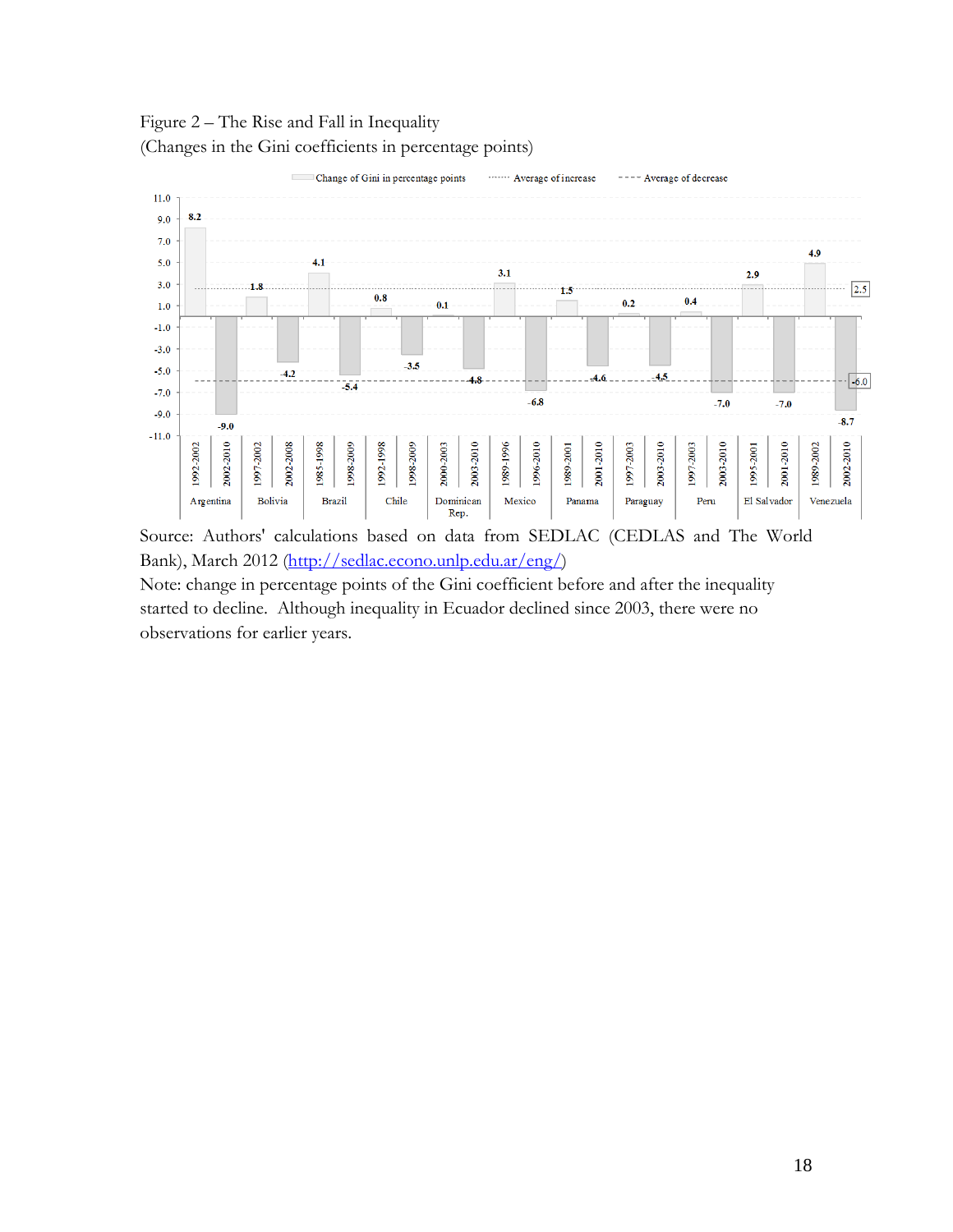Figure 2 – The Rise and Fall in Inequality
(Changes in the Gini coefficients in percentage points)

| Country | Period | Change of Gini in percentage points |
|---|---|---|
| Argentina | 1992-2002 | 8.2 |
| Argentina | 2002-2010 | -9.0 |
| Bolivia | 1997-2002 | 1.8 |
| Bolivia | 2002-2008 | -4.2 |
| Brazil | 1985-1998 | 4.1 |
| Brazil | 1998-2009 | -5.4 |
| Chile | 1992-1998 | 0.8 |
| Chile | 1998-2009 | -3.5 |
| Dominican Rep. | 2000-2003 | 0.1 |
| Dominican Rep. | 2003-2010 | -4.8 |
| Mexico | 1989-1996 | 3.1 |
| Mexico | 1996-2010 | -6.8 |
| Panama | 1989-2001 | 1.5 |
| Panama | 2001-2010 | -4.6 |
| Paraguay | 1997-2003 | 0.2 |
| Paraguay | 2003-2010 | -4.5 |
| Peru | 1997-2003 | 0.4 |
| Peru | 2003-2010 | -7.0 |
| El Salvador | 1995-2001 | 2.9 |
| El Salvador | 2001-2010 | -7.0 |
| Venezuela | 1989-2002 | 4.9 |
| Venezuela | 2002-2010 | -8.7 |

Average of increase: 2.5; Average of decrease: -6.0

Source: Authors' calculations based on data from SEDLAC (CEDLAS and The World Bank), March 2012 (http://sedlac.econo.unlp.edu.ar/eng/)

Note: change in percentage points of the Gini coefficient before and after the inequality started to decline. Although inequality in Ecuador declined since 2003, there were no observations for earlier years.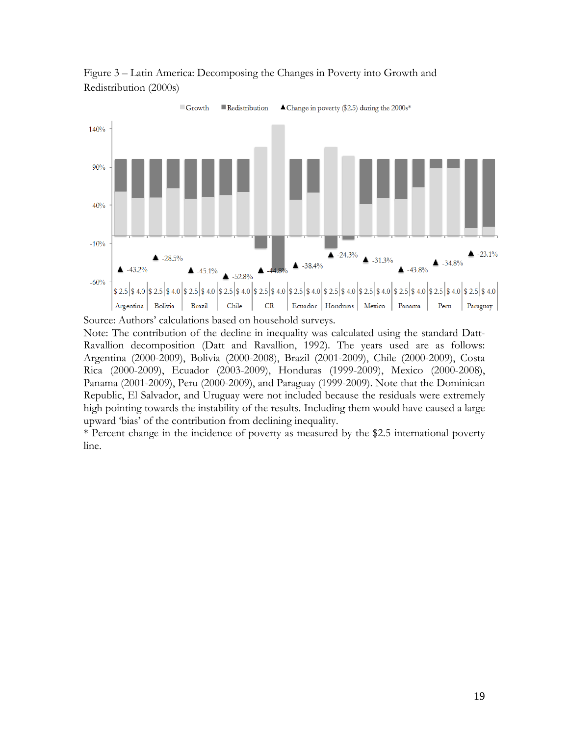Figure 3 – Latin America: Decomposing the Changes in Poverty into Growth and Redistribution (2000s)

Source: Authors' calculations based on household surveys.
Note: The contribution of the decline in inequality was calculated using the standard Datt-Ravallion decomposition (Datt and Ravallion, 1992). The years used are as follows: Argentina (2000-2009), Bolivia (2000-2008), Brazil (2001-2009), Chile (2000-2009), Costa Rica (2000-2009), Ecuador (2003-2009), Honduras (1999-2009), Mexico (2000-2008), Panama (2001-2009), Peru (2000-2009), and Paraguay (1999-2009). Note that the Dominican Republic, El Salvador, and Uruguay were not included because the residuals were extremely high pointing towards the instability of the results. Including them would have caused a large upward 'bias' of the contribution from declining inequality.
* Percent change in the incidence of poverty as measured by the $2.5 international poverty line.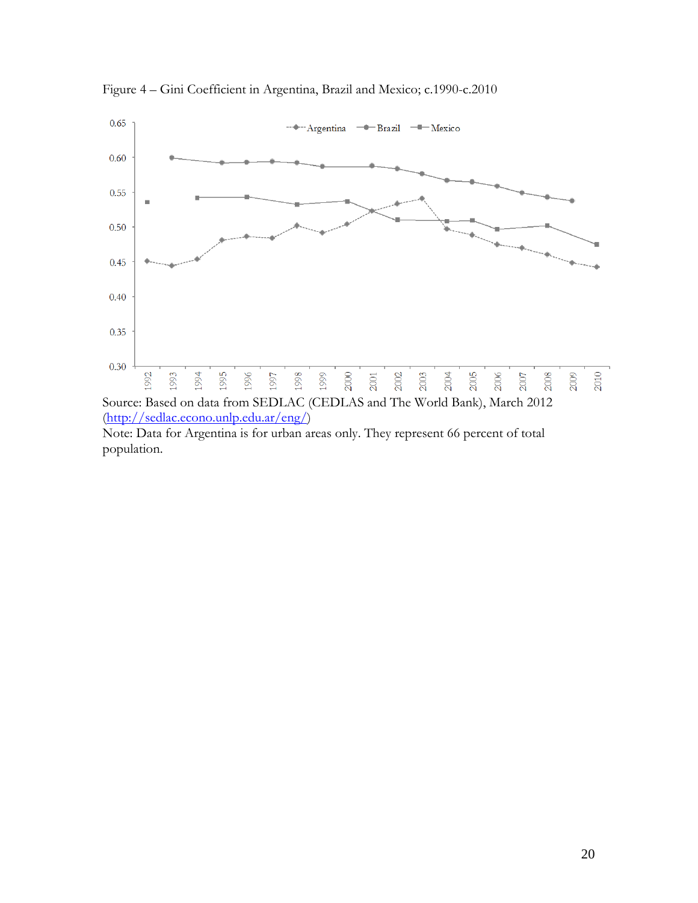Figure 4 – Gini Coefficient in Argentina, Brazil and Mexico; c.1990-c.2010

Source: Based on data from SEDLAC (CEDLAS and The World Bank), March 2012 (http://sedlac.econo.unlp.edu.ar/eng/)

Note: Data for Argentina is for urban areas only. They represent 66 percent of total population.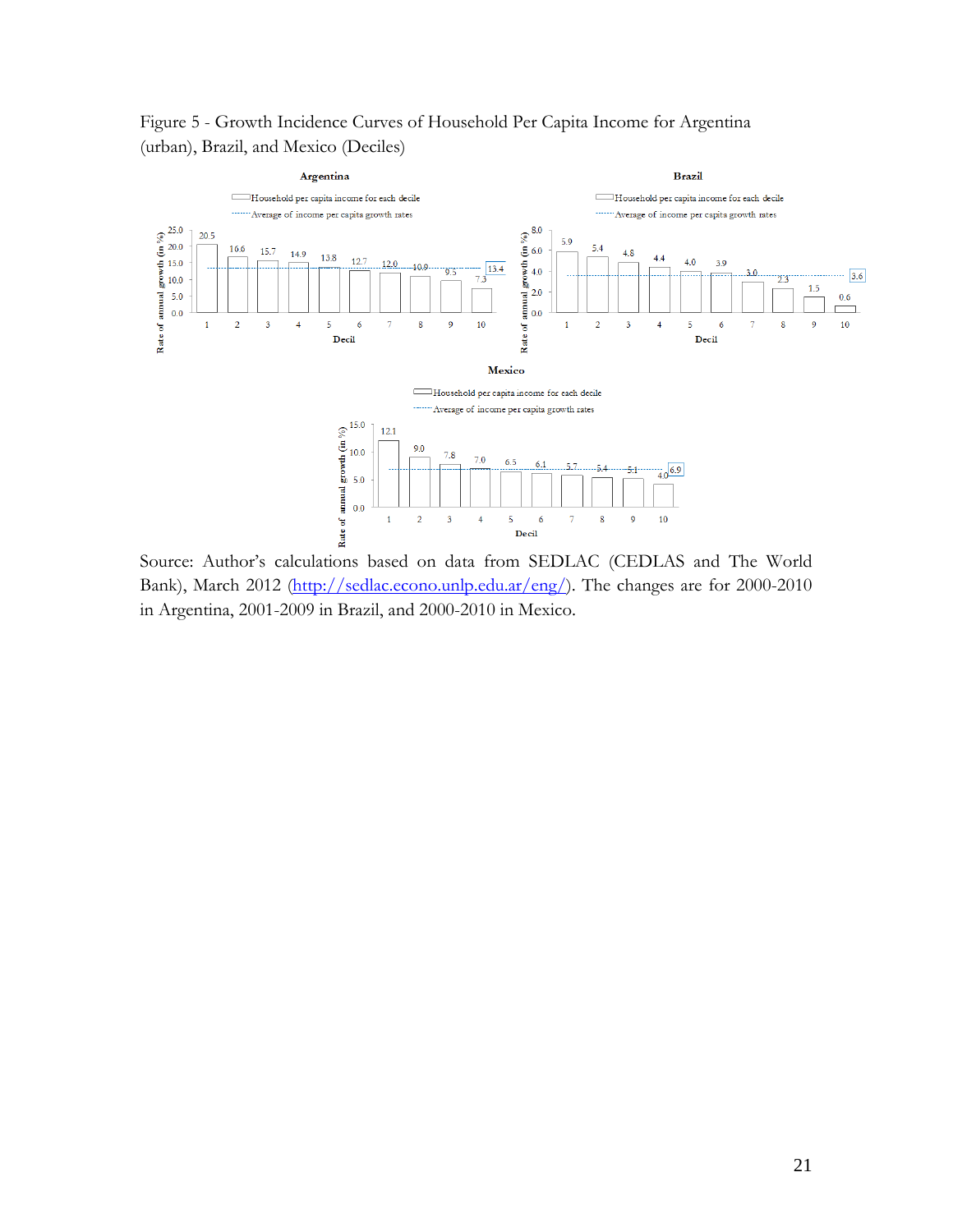Figure 5 - Growth Incidence Curves of Household Per Capita Income for Argentina (urban), Brazil, and Mexico (Deciles)

**Argentina**

| Decil | 1 | 2 | 3 | 4 | 5 | 6 | 7 | 8 | 9 | 10 |
|---|---|---|---|---|---|---|---|---|---|---|
| Household per capita income for each decile | 20.5 | 16.6 | 15.7 | 14.9 | 13.8 | 12.7 | 12.0 | 10.9 | 9.5 | 7.3 |

Average of income per capita growth rates: 13.4

**Brazil**

| Decil | 1 | 2 | 3 | 4 | 5 | 6 | 7 | 8 | 9 | 10 |
|---|---|---|---|---|---|---|---|---|---|---|
| Household per capita income for each decile | 5.9 | 5.4 | 4.8 | 4.4 | 4.0 | 3.9 | 3.0 | 2.3 | 1.5 | 0.6 |

Average of income per capita growth rates: 3.6

**Mexico**

| Decil | 1 | 2 | 3 | 4 | 5 | 6 | 7 | 8 | 9 | 10 |
|---|---|---|---|---|---|---|---|---|---|---|
| Household per capita income for each decile | 12.1 | 9.0 | 7.8 | 7.0 | 6.5 | 6.1 | 5.7 | 5.4 | 5.1 | 4.0 |

Average of income per capita growth rates: 6.9

(Vertical axis: Rate of annual growth (in %))

Source: Author's calculations based on data from SEDLAC (CEDLAS and The World Bank), March 2012 (http://sedlac.econo.unlp.edu.ar/eng/). The changes are for 2000-2010 in Argentina, 2001-2009 in Brazil, and 2000-2010 in Mexico.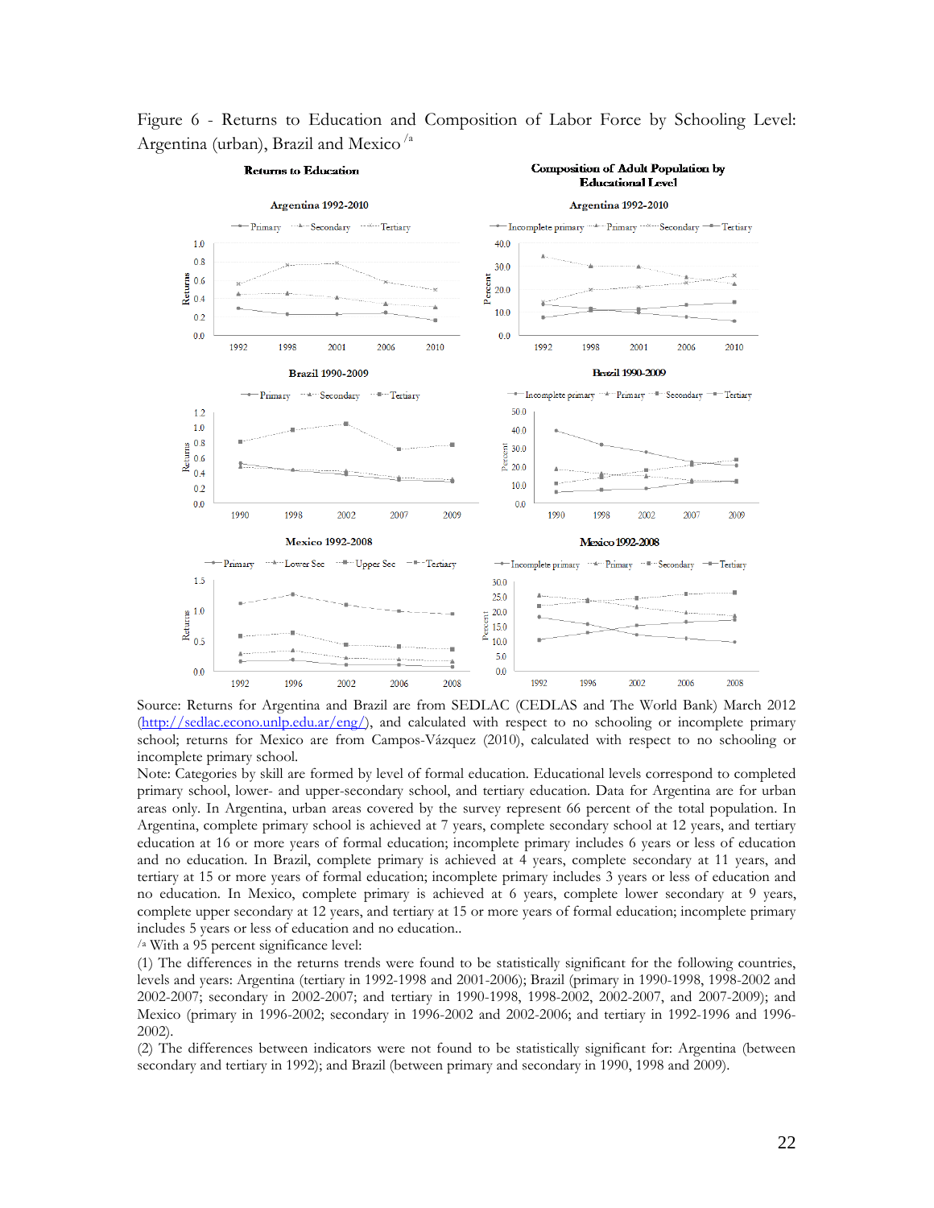Figure 6 - Returns to Education and Composition of Labor Force by Schooling Level: Argentina (urban), Brazil and Mexico [/a]

Source: Returns for Argentina and Brazil are from SEDLAC (CEDLAS and The World Bank) March 2012 (http://sedlac.econo.unlp.edu.ar/eng/), and calculated with respect to no schooling or incomplete primary school; returns for Mexico are from Campos-Vázquez (2010), calculated with respect to no schooling or incomplete primary school.

Note: Categories by skill are formed by level of formal education. Educational levels correspond to completed primary school, lower- and upper-secondary school, and tertiary education. Data for Argentina are for urban areas only. In Argentina, urban areas covered by the survey represent 66 percent of the total population. In Argentina, complete primary school is achieved at 7 years, complete secondary school at 12 years, and tertiary education at 16 or more years of formal education; incomplete primary includes 6 years or less of education and no education. In Brazil, complete primary is achieved at 4 years, complete secondary at 11 years, and tertiary at 15 or more years of formal education; incomplete primary includes 3 years or less of education and no education. In Mexico, complete primary is achieved at 6 years, complete lower secondary at 9 years, complete upper secondary at 12 years, and tertiary at 15 or more years of formal education; incomplete primary includes 5 years or less of education and no education..

[/a] With a 95 percent significance level:

(1) The differences in the returns trends were found to be statistically significant for the following countries, levels and years: Argentina (tertiary in 1992-1998 and 2001-2006); Brazil (primary in 1990-1998, 1998-2002 and 2002-2007; secondary in 2002-2007; and tertiary in 1990-1998, 1998-2002, 2002-2007, and 2007-2009); and Mexico (primary in 1996-2002; secondary in 1996-2002 and 2002-2006; and tertiary in 1992-1996 and 1996-2002).

(2) The differences between indicators were not found to be statistically significant for: Argentina (between secondary and tertiary in 1992); and Brazil (between primary and secondary in 1990, 1998 and 2009).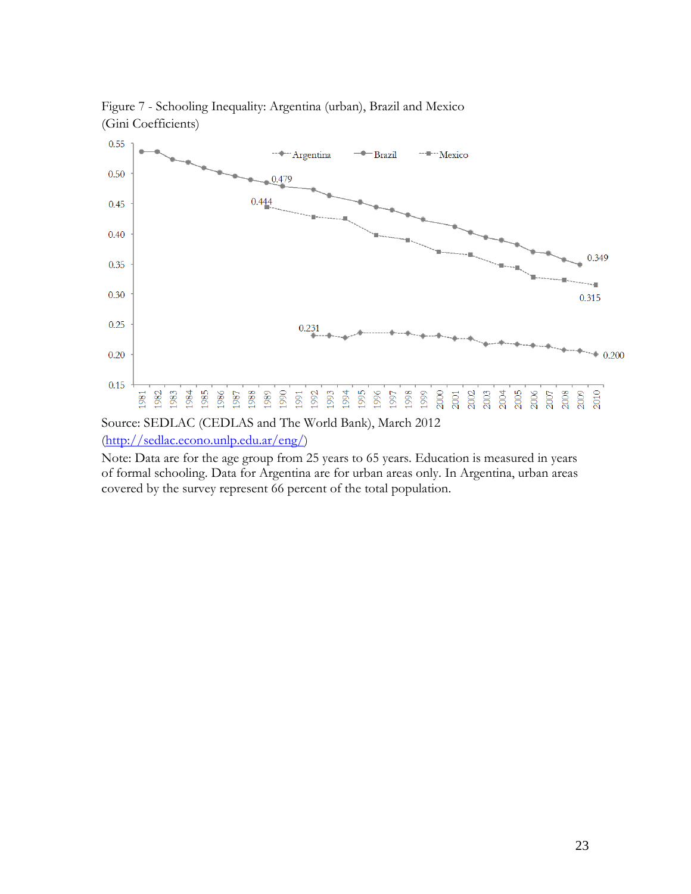Figure 7 - Schooling Inequality: Argentina (urban), Brazil and Mexico
(Gini Coefficients)

Source: SEDLAC (CEDLAS and The World Bank), March 2012
(http://sedlac.econo.unlp.edu.ar/eng/)

Note: Data are for the age group from 25 years to 65 years. Education is measured in years of formal schooling. Data for Argentina are for urban areas only. In Argentina, urban areas covered by the survey represent 66 percent of the total population.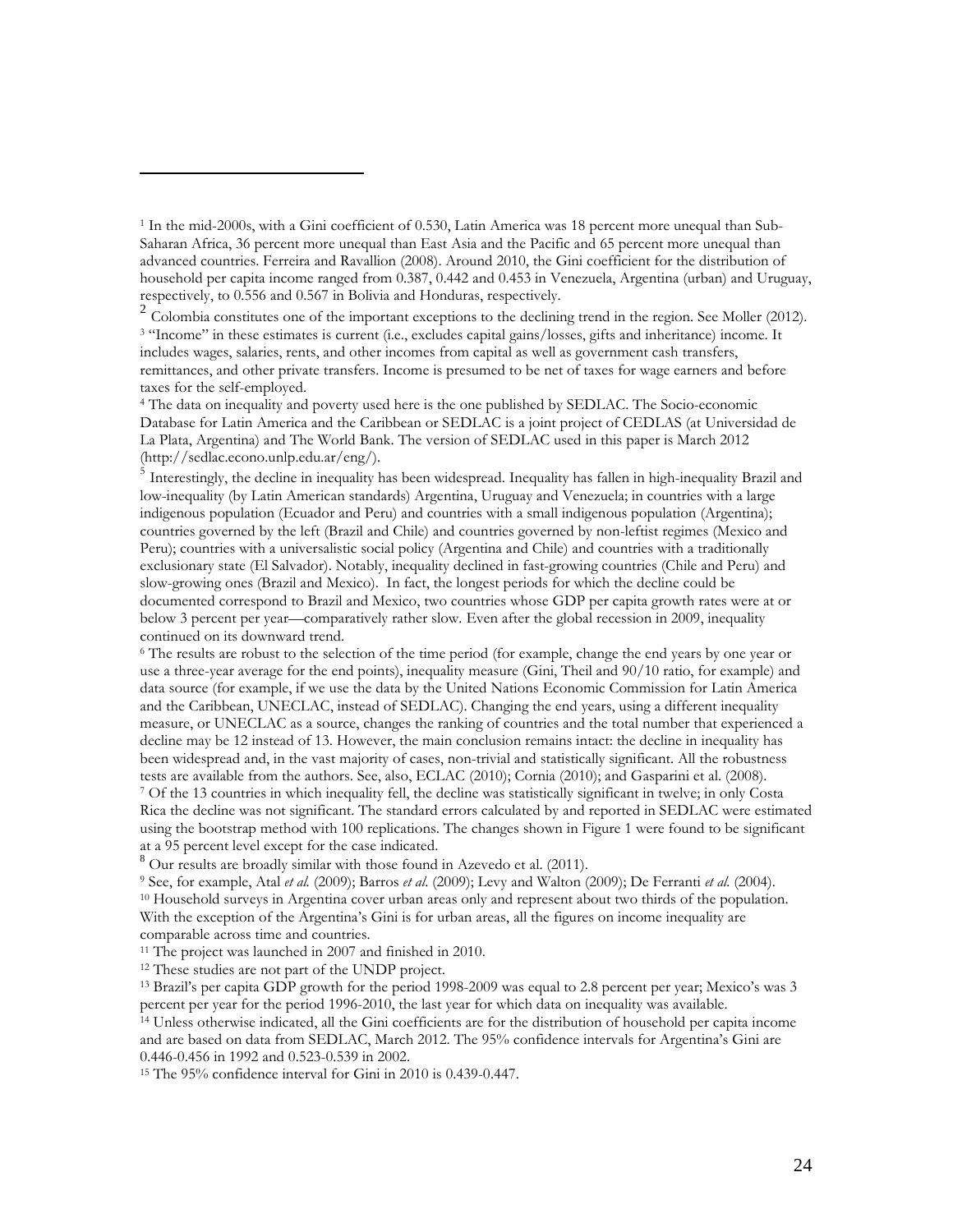---

[1] In the mid-2000s, with a Gini coefficient of 0.530, Latin America was 18 percent more unequal than Sub-Saharan Africa, 36 percent more unequal than East Asia and the Pacific and 65 percent more unequal than advanced countries. Ferreira and Ravallion (2008). Around 2010, the Gini coefficient for the distribution of household per capita income ranged from 0.387, 0.442 and 0.453 in Venezuela, Argentina (urban) and Uruguay, respectively, to 0.556 and 0.567 in Bolivia and Honduras, respectively.

[2] Colombia constitutes one of the important exceptions to the declining trend in the region. See Moller (2012).

[3] "Income" in these estimates is current (i.e., excludes capital gains/losses, gifts and inheritance) income. It includes wages, salaries, rents, and other incomes from capital as well as government cash transfers, remittances, and other private transfers. Income is presumed to be net of taxes for wage earners and before taxes for the self-employed.

[4] The data on inequality and poverty used here is the one published by SEDLAC. The Socio-economic Database for Latin America and the Caribbean or SEDLAC is a joint project of CEDLAS (at Universidad de La Plata, Argentina) and The World Bank. The version of SEDLAC used in this paper is March 2012 (http://sedlac.econo.unlp.edu.ar/eng/).

[5] Interestingly, the decline in inequality has been widespread. Inequality has fallen in high-inequality Brazil and low-inequality (by Latin American standards) Argentina, Uruguay and Venezuela; in countries with a large indigenous population (Ecuador and Peru) and countries with a small indigenous population (Argentina); countries governed by the left (Brazil and Chile) and countries governed by non-leftist regimes (Mexico and Peru); countries with a universalistic social policy (Argentina and Chile) and countries with a traditionally exclusionary state (El Salvador). Notably, inequality declined in fast-growing countries (Chile and Peru) and slow-growing ones (Brazil and Mexico). In fact, the longest periods for which the decline could be documented correspond to Brazil and Mexico, two countries whose GDP per capita growth rates were at or below 3 percent per year—comparatively rather slow. Even after the global recession in 2009, inequality continued on its downward trend.

[6] The results are robust to the selection of the time period (for example, change the end years by one year or use a three-year average for the end points), inequality measure (Gini, Theil and 90/10 ratio, for example) and data source (for example, if we use the data by the United Nations Economic Commission for Latin America and the Caribbean, UNECLAC, instead of SEDLAC). Changing the end years, using a different inequality measure, or UNECLAC as a source, changes the ranking of countries and the total number that experienced a decline may be 12 instead of 13. However, the main conclusion remains intact: the decline in inequality has been widespread and, in the vast majority of cases, non-trivial and statistically significant. All the robustness tests are available from the authors. See, also, ECLAC (2010); Cornia (2010); and Gasparini et al. (2008).

[7] Of the 13 countries in which inequality fell, the decline was statistically significant in twelve; in only Costa Rica the decline was not significant. The standard errors calculated by and reported in SEDLAC were estimated using the bootstrap method with 100 replications. The changes shown in Figure 1 were found to be significant at a 95 percent level except for the case indicated.

[8] Our results are broadly similar with those found in Azevedo et al. (2011).

[9] See, for example, Atal *et al.* (2009); Barros *et al.* (2009); Levy and Walton (2009); De Ferranti *et al.* (2004).

[10] Household surveys in Argentina cover urban areas only and represent about two thirds of the population. With the exception of the Argentina's Gini is for urban areas, all the figures on income inequality are comparable across time and countries.

[11] The project was launched in 2007 and finished in 2010.

[12] These studies are not part of the UNDP project.

[13] Brazil's per capita GDP growth for the period 1998-2009 was equal to 2.8 percent per year; Mexico's was 3 percent per year for the period 1996-2010, the last year for which data on inequality was available.

[14] Unless otherwise indicated, all the Gini coefficients are for the distribution of household per capita income and are based on data from SEDLAC, March 2012. The 95% confidence intervals for Argentina's Gini are 0.446-0.456 in 1992 and 0.523-0.539 in 2002.

[15] The 95% confidence interval for Gini in 2010 is 0.439-0.447.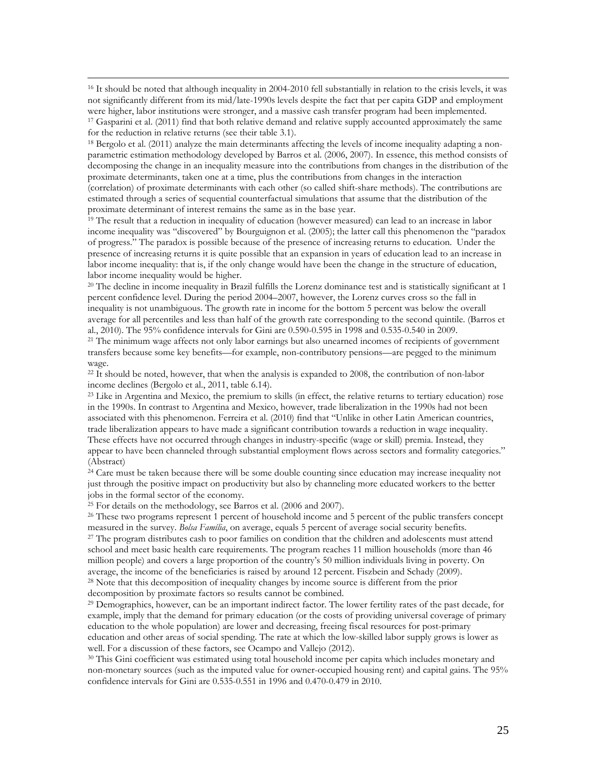[16] It should be noted that although inequality in 2004-2010 fell substantially in relation to the crisis levels, it was not significantly different from its mid/late-1990s levels despite the fact that per capita GDP and employment were higher, labor institutions were stronger, and a massive cash transfer program had been implemented.

[17] Gasparini et al. (2011) find that both relative demand and relative supply accounted approximately the same for the reduction in relative returns (see their table 3.1).

[18] Bergolo et al. (2011) analyze the main determinants affecting the levels of income inequality adapting a non-parametric estimation methodology developed by Barros et al. (2006, 2007). In essence, this method consists of decomposing the change in an inequality measure into the contributions from changes in the distribution of the proximate determinants, taken one at a time, plus the contributions from changes in the interaction (correlation) of proximate determinants with each other (so called shift-share methods). The contributions are estimated through a series of sequential counterfactual simulations that assume that the distribution of the proximate determinant of interest remains the same as in the base year.

[19] The result that a reduction in inequality of education (however measured) can lead to an increase in labor income inequality was "discovered" by Bourguignon et al. (2005); the latter call this phenomenon the "paradox of progress." The paradox is possible because of the presence of increasing returns to education. Under the presence of increasing returns it is quite possible that an expansion in years of education lead to an increase in labor income inequality: that is, if the only change would have been the change in the structure of education, labor income inequality would be higher.

[20] The decline in income inequality in Brazil fulfills the Lorenz dominance test and is statistically significant at 1 percent confidence level. During the period 2004–2007, however, the Lorenz curves cross so the fall in inequality is not unambiguous. The growth rate in income for the bottom 5 percent was below the overall average for all percentiles and less than half of the growth rate corresponding to the second quintile. (Barros et al., 2010). The 95% confidence intervals for Gini are 0.590-0.595 in 1998 and 0.535-0.540 in 2009.

[21] The minimum wage affects not only labor earnings but also unearned incomes of recipients of government transfers because some key benefits—for example, non-contributory pensions—are pegged to the minimum wage.

[22] It should be noted, however, that when the analysis is expanded to 2008, the contribution of non-labor income declines (Bergolo et al., 2011, table 6.14).

[23] Like in Argentina and Mexico, the premium to skills (in effect, the relative returns to tertiary education) rose in the 1990s. In contrast to Argentina and Mexico, however, trade liberalization in the 1990s had not been associated with this phenomenon. Ferreira et al. (2010) find that "Unlike in other Latin American countries, trade liberalization appears to have made a significant contribution towards a reduction in wage inequality. These effects have not occurred through changes in industry-specific (wage or skill) premia. Instead, they appear to have been channeled through substantial employment flows across sectors and formality categories." (Abstract)

[24] Care must be taken because there will be some double counting since education may increase inequality not just through the positive impact on productivity but also by channeling more educated workers to the better jobs in the formal sector of the economy.

[25] For details on the methodology, see Barros et al. (2006 and 2007).

[26] These two programs represent 1 percent of household income and 5 percent of the public transfers concept measured in the survey. *Bolsa Familia*, on average, equals 5 percent of average social security benefits.

[27] The program distributes cash to poor families on condition that the children and adolescents must attend school and meet basic health care requirements. The program reaches 11 million households (more than 46 million people) and covers a large proportion of the country's 50 million individuals living in poverty. On average, the income of the beneficiaries is raised by around 12 percent. Fiszbein and Schady (2009).

[28] Note that this decomposition of inequality changes by income source is different from the prior decomposition by proximate factors so results cannot be combined.

[29] Demographics, however, can be an important indirect factor. The lower fertility rates of the past decade, for example, imply that the demand for primary education (or the costs of providing universal coverage of primary education to the whole population) are lower and decreasing, freeing fiscal resources for post-primary education and other areas of social spending. The rate at which the low-skilled labor supply grows is lower as well. For a discussion of these factors, see Ocampo and Vallejo (2012).

[30] This Gini coefficient was estimated using total household income per capita which includes monetary and non-monetary sources (such as the imputed value for owner-occupied housing rent) and capital gains. The 95% confidence intervals for Gini are 0.535-0.551 in 1996 and 0.470-0.479 in 2010.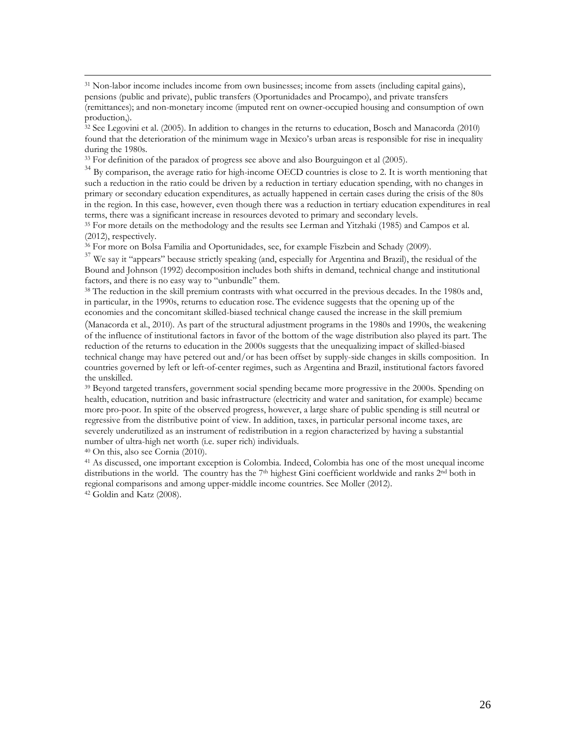[31] Non-labor income includes income from own businesses; income from assets (including capital gains), pensions (public and private), public transfers (Oportunidades and Procampo), and private transfers (remittances); and non-monetary income (imputed rent on owner-occupied housing and consumption of own production,).

[32] See Legovini et al. (2005). In addition to changes in the returns to education, Bosch and Manacorda (2010) found that the deterioration of the minimum wage in Mexico's urban areas is responsible for rise in inequality during the 1980s.

[33] For definition of the paradox of progress see above and also Bourguingon et al (2005).

[34] By comparison, the average ratio for high-income OECD countries is close to 2. It is worth mentioning that such a reduction in the ratio could be driven by a reduction in tertiary education spending, with no changes in primary or secondary education expenditures, as actually happened in certain cases during the crisis of the 80s in the region. In this case, however, even though there was a reduction in tertiary education expenditures in real terms, there was a significant increase in resources devoted to primary and secondary levels.

[35] For more details on the methodology and the results see Lerman and Yitzhaki (1985) and Campos et al. (2012), respectively.

[36] For more on Bolsa Familia and Oportunidades, see, for example Fiszbein and Schady (2009).

[37] We say it "appears" because strictly speaking (and, especially for Argentina and Brazil), the residual of the Bound and Johnson (1992) decomposition includes both shifts in demand, technical change and institutional factors, and there is no easy way to "unbundle" them.

[38] The reduction in the skill premium contrasts with what occurred in the previous decades. In the 1980s and, in particular, in the 1990s, returns to education rose. The evidence suggests that the opening up of the economies and the concomitant skilled-biased technical change caused the increase in the skill premium (Manacorda et al., 2010). As part of the structural adjustment programs in the 1980s and 1990s, the weakening of the influence of institutional factors in favor of the bottom of the wage distribution also played its part. The reduction of the returns to education in the 2000s suggests that the unequalizing impact of skilled-biased technical change may have petered out and/or has been offset by supply-side changes in skills composition. In countries governed by left or left-of-center regimes, such as Argentina and Brazil, institutional factors favored the unskilled.

[39] Beyond targeted transfers, government social spending became more progressive in the 2000s. Spending on health, education, nutrition and basic infrastructure (electricity and water and sanitation, for example) became more pro-poor. In spite of the observed progress, however, a large share of public spending is still neutral or regressive from the distributive point of view. In addition, taxes, in particular personal income taxes, are severely underutilized as an instrument of redistribution in a region characterized by having a substantial number of ultra-high net worth (i.e. super rich) individuals.

[40] On this, also see Cornia (2010).

[41] As discussed, one important exception is Colombia. Indeed, Colombia has one of the most unequal income distributions in the world. The country has the 7th highest Gini coefficient worldwide and ranks 2nd both in regional comparisons and among upper-middle income countries. See Moller (2012).

[42] Goldin and Katz (2008).